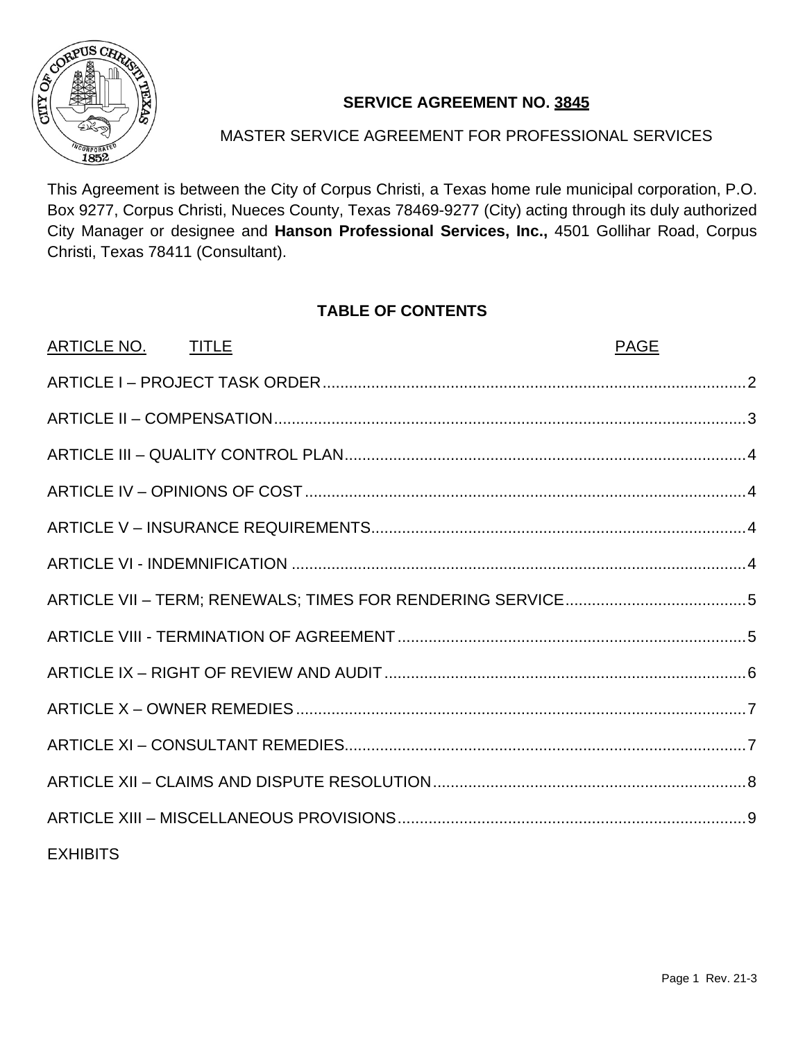# SERVICE AGREEMENT NO. 3845

## MASTER SERVICE AGREEMENT FOR PROFESSIONAL SERVICES

This Agreement is between the City of Corpus Christi, a Texas home rule municipal corporation, P.O. Box 9277, Corpus Christi, Nueces County, Texas 78469-9277 (City) acting through its duly authorized City Manager or designee and **Hanson Professional Services, Inc.,** 4501 Gollihar Road, Corpus Christi, Texas 78411 (Consultant).

## TABLE OF CONTENTS

| ARTICLE NO. TITLE | PAGE |
|---|---|
| ARTICLE I – PROJECT TASK ORDER | 2 |
| ARTICLE II – COMPENSATION | 3 |
| ARTICLE III – QUALITY CONTROL PLAN | 4 |
| ARTICLE IV – OPINIONS OF COST | 4 |
| ARTICLE V – INSURANCE REQUIREMENTS | 4 |
| ARTICLE VI - INDEMNIFICATION | 4 |
| ARTICLE VII – TERM; RENEWALS; TIMES FOR RENDERING SERVICE | 5 |
| ARTICLE VIII - TERMINATION OF AGREEMENT | 5 |
| ARTICLE IX – RIGHT OF REVIEW AND AUDIT | 6 |
| ARTICLE X – OWNER REMEDIES | 7 |
| ARTICLE XI – CONSULTANT REMEDIES | 7 |
| ARTICLE XII – CLAIMS AND DISPUTE RESOLUTION | 8 |
| ARTICLE XIII – MISCELLANEOUS PROVISIONS | 9 |
| EXHIBITS | |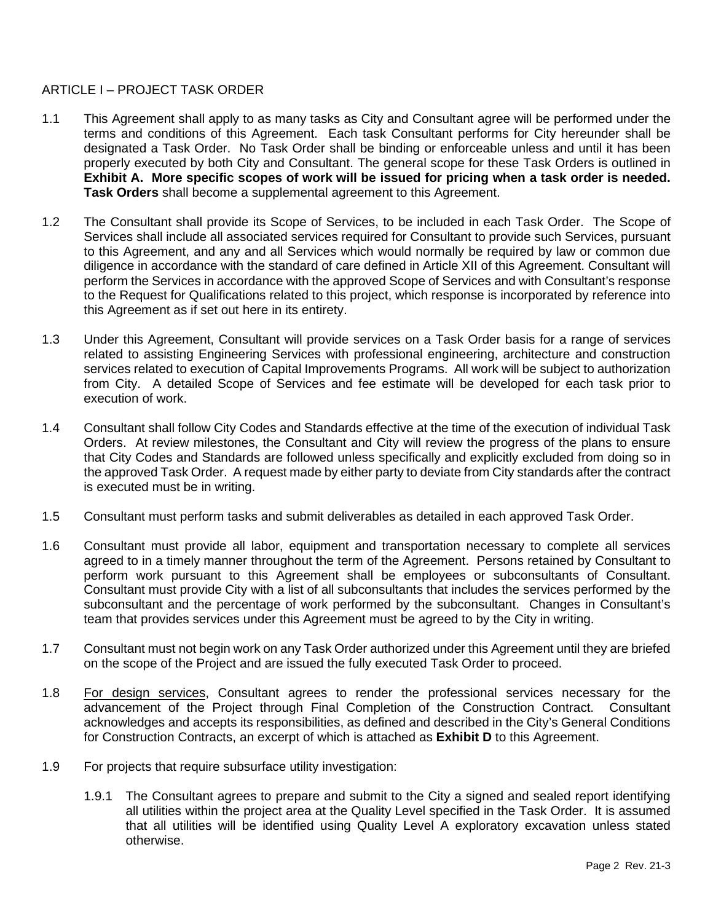ARTICLE I – PROJECT TASK ORDER

1.1 This Agreement shall apply to as many tasks as City and Consultant agree will be performed under the terms and conditions of this Agreement. Each task Consultant performs for City hereunder shall be designated a Task Order. No Task Order shall be binding or enforceable unless and until it has been properly executed by both City and Consultant. The general scope for these Task Orders is outlined in **Exhibit A. More specific scopes of work will be issued for pricing when a task order is needed. Task Orders** shall become a supplemental agreement to this Agreement.

1.2 The Consultant shall provide its Scope of Services, to be included in each Task Order. The Scope of Services shall include all associated services required for Consultant to provide such Services, pursuant to this Agreement, and any and all Services which would normally be required by law or common due diligence in accordance with the standard of care defined in Article XII of this Agreement. Consultant will perform the Services in accordance with the approved Scope of Services and with Consultant's response to the Request for Qualifications related to this project, which response is incorporated by reference into this Agreement as if set out here in its entirety.

1.3 Under this Agreement, Consultant will provide services on a Task Order basis for a range of services related to assisting Engineering Services with professional engineering, architecture and construction services related to execution of Capital Improvements Programs. All work will be subject to authorization from City. A detailed Scope of Services and fee estimate will be developed for each task prior to execution of work.

1.4 Consultant shall follow City Codes and Standards effective at the time of the execution of individual Task Orders. At review milestones, the Consultant and City will review the progress of the plans to ensure that City Codes and Standards are followed unless specifically and explicitly excluded from doing so in the approved Task Order. A request made by either party to deviate from City standards after the contract is executed must be in writing.

1.5 Consultant must perform tasks and submit deliverables as detailed in each approved Task Order.

1.6 Consultant must provide all labor, equipment and transportation necessary to complete all services agreed to in a timely manner throughout the term of the Agreement. Persons retained by Consultant to perform work pursuant to this Agreement shall be employees or subconsultants of Consultant. Consultant must provide City with a list of all subconsultants that includes the services performed by the subconsultant and the percentage of work performed by the subconsultant. Changes in Consultant's team that provides services under this Agreement must be agreed to by the City in writing.

1.7 Consultant must not begin work on any Task Order authorized under this Agreement until they are briefed on the scope of the Project and are issued the fully executed Task Order to proceed.

1.8 For design services, Consultant agrees to render the professional services necessary for the advancement of the Project through Final Completion of the Construction Contract. Consultant acknowledges and accepts its responsibilities, as defined and described in the City's General Conditions for Construction Contracts, an excerpt of which is attached as **Exhibit D** to this Agreement.

1.9 For projects that require subsurface utility investigation:

1.9.1 The Consultant agrees to prepare and submit to the City a signed and sealed report identifying all utilities within the project area at the Quality Level specified in the Task Order. It is assumed that all utilities will be identified using Quality Level A exploratory excavation unless stated otherwise.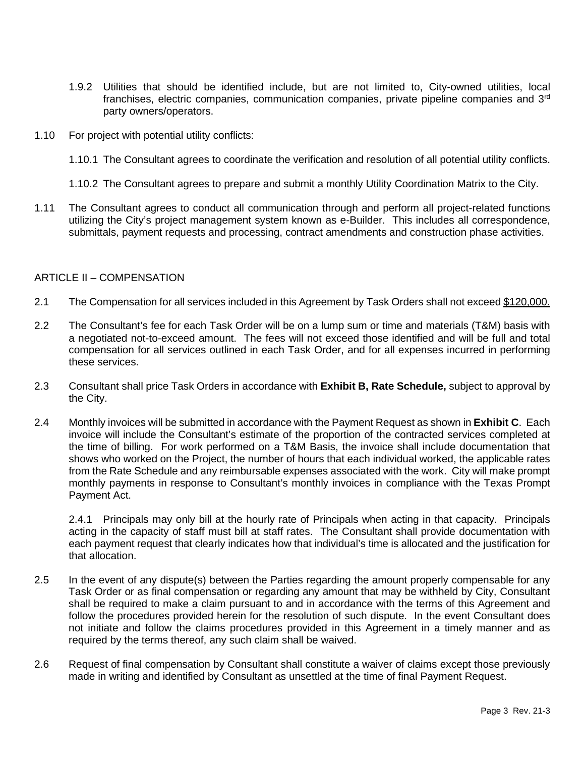1.9.2 Utilities that should be identified include, but are not limited to, City-owned utilities, local franchises, electric companies, communication companies, private pipeline companies and 3rd party owners/operators.

1.10 For project with potential utility conflicts:

1.10.1 The Consultant agrees to coordinate the verification and resolution of all potential utility conflicts.

1.10.2 The Consultant agrees to prepare and submit a monthly Utility Coordination Matrix to the City.

1.11 The Consultant agrees to conduct all communication through and perform all project-related functions utilizing the City's project management system known as e-Builder. This includes all correspondence, submittals, payment requests and processing, contract amendments and construction phase activities.

## ARTICLE II – COMPENSATION

2.1 The Compensation for all services included in this Agreement by Task Orders shall not exceed $120,000.

2.2 The Consultant's fee for each Task Order will be on a lump sum or time and materials (T&M) basis with a negotiated not-to-exceed amount. The fees will not exceed those identified and will be full and total compensation for all services outlined in each Task Order, and for all expenses incurred in performing these services.

2.3 Consultant shall price Task Orders in accordance with **Exhibit B, Rate Schedule,** subject to approval by the City.

2.4 Monthly invoices will be submitted in accordance with the Payment Request as shown in **Exhibit C**. Each invoice will include the Consultant's estimate of the proportion of the contracted services completed at the time of billing. For work performed on a T&M Basis, the invoice shall include documentation that shows who worked on the Project, the number of hours that each individual worked, the applicable rates from the Rate Schedule and any reimbursable expenses associated with the work. City will make prompt monthly payments in response to Consultant's monthly invoices in compliance with the Texas Prompt Payment Act.

2.4.1 Principals may only bill at the hourly rate of Principals when acting in that capacity. Principals acting in the capacity of staff must bill at staff rates. The Consultant shall provide documentation with each payment request that clearly indicates how that individual's time is allocated and the justification for that allocation.

2.5 In the event of any dispute(s) between the Parties regarding the amount properly compensable for any Task Order or as final compensation or regarding any amount that may be withheld by City, Consultant shall be required to make a claim pursuant to and in accordance with the terms of this Agreement and follow the procedures provided herein for the resolution of such dispute. In the event Consultant does not initiate and follow the claims procedures provided in this Agreement in a timely manner and as required by the terms thereof, any such claim shall be waived.

2.6 Request of final compensation by Consultant shall constitute a waiver of claims except those previously made in writing and identified by Consultant as unsettled at the time of final Payment Request.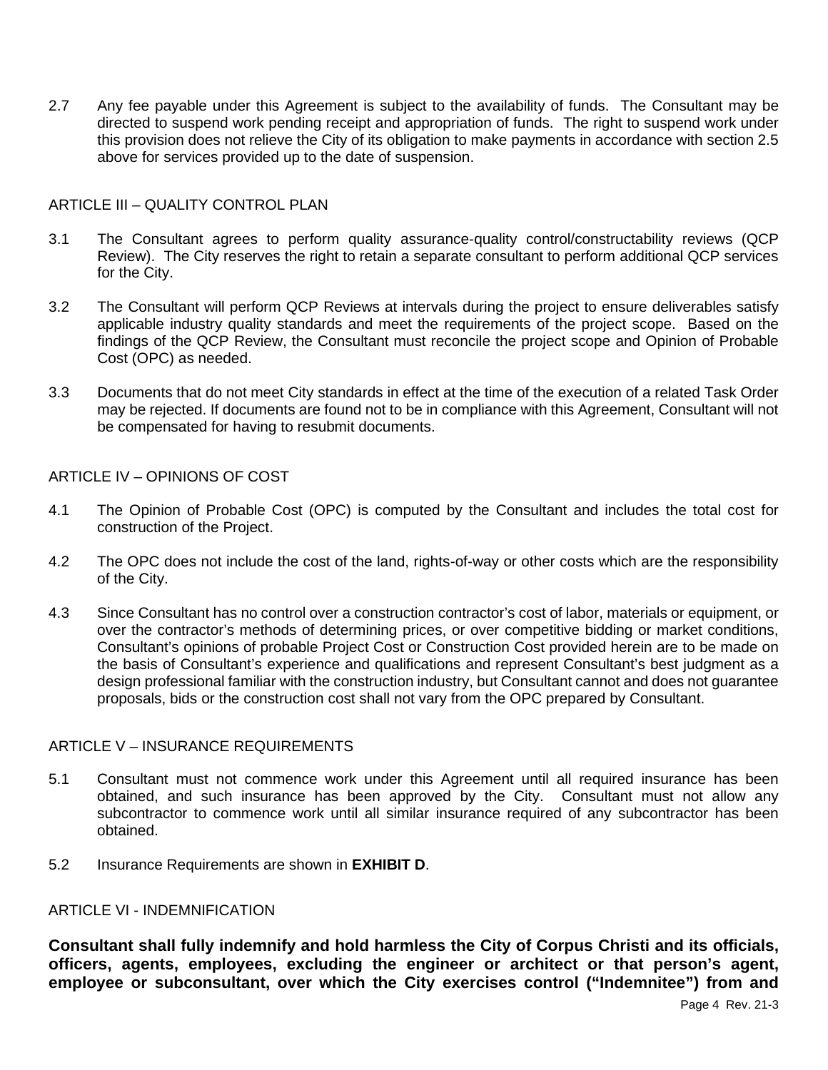2.7 Any fee payable under this Agreement is subject to the availability of funds. The Consultant may be directed to suspend work pending receipt and appropriation of funds. The right to suspend work under this provision does not relieve the City of its obligation to make payments in accordance with section 2.5 above for services provided up to the date of suspension.

## ARTICLE III – QUALITY CONTROL PLAN

3.1 The Consultant agrees to perform quality assurance-quality control/constructability reviews (QCP Review). The City reserves the right to retain a separate consultant to perform additional QCP services for the City.

3.2 The Consultant will perform QCP Reviews at intervals during the project to ensure deliverables satisfy applicable industry quality standards and meet the requirements of the project scope. Based on the findings of the QCP Review, the Consultant must reconcile the project scope and Opinion of Probable Cost (OPC) as needed.

3.3 Documents that do not meet City standards in effect at the time of the execution of a related Task Order may be rejected. If documents are found not to be in compliance with this Agreement, Consultant will not be compensated for having to resubmit documents.

## ARTICLE IV – OPINIONS OF COST

4.1 The Opinion of Probable Cost (OPC) is computed by the Consultant and includes the total cost for construction of the Project.

4.2 The OPC does not include the cost of the land, rights-of-way or other costs which are the responsibility of the City.

4.3 Since Consultant has no control over a construction contractor's cost of labor, materials or equipment, or over the contractor's methods of determining prices, or over competitive bidding or market conditions, Consultant's opinions of probable Project Cost or Construction Cost provided herein are to be made on the basis of Consultant's experience and qualifications and represent Consultant's best judgment as a design professional familiar with the construction industry, but Consultant cannot and does not guarantee proposals, bids or the construction cost shall not vary from the OPC prepared by Consultant.

## ARTICLE V – INSURANCE REQUIREMENTS

5.1 Consultant must not commence work under this Agreement until all required insurance has been obtained, and such insurance has been approved by the City. Consultant must not allow any subcontractor to commence work until all similar insurance required of any subcontractor has been obtained.

5.2 Insurance Requirements are shown in **EXHIBIT D**.

## ARTICLE VI - INDEMNIFICATION

**Consultant shall fully indemnify and hold harmless the City of Corpus Christi and its officials, officers, agents, employees, excluding the engineer or architect or that person's agent, employee or subconsultant, over which the City exercises control ("Indemnitee") from and**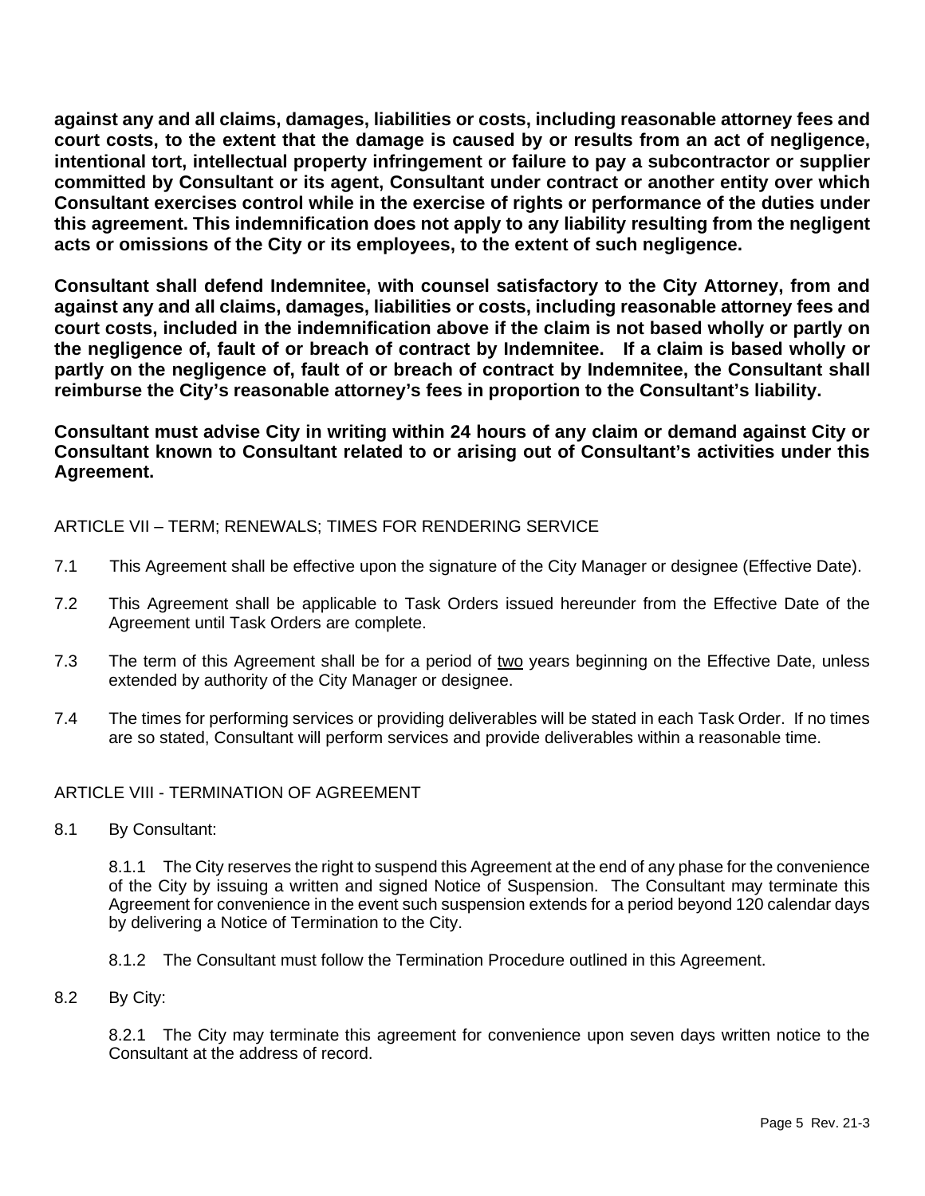**against any and all claims, damages, liabilities or costs, including reasonable attorney fees and court costs, to the extent that the damage is caused by or results from an act of negligence, intentional tort, intellectual property infringement or failure to pay a subcontractor or supplier committed by Consultant or its agent, Consultant under contract or another entity over which Consultant exercises control while in the exercise of rights or performance of the duties under this agreement. This indemnification does not apply to any liability resulting from the negligent acts or omissions of the City or its employees, to the extent of such negligence.**

**Consultant shall defend Indemnitee, with counsel satisfactory to the City Attorney, from and against any and all claims, damages, liabilities or costs, including reasonable attorney fees and court costs, included in the indemnification above if the claim is not based wholly or partly on the negligence of, fault of or breach of contract by Indemnitee. If a claim is based wholly or partly on the negligence of, fault of or breach of contract by Indemnitee, the Consultant shall reimburse the City's reasonable attorney's fees in proportion to the Consultant's liability.**

**Consultant must advise City in writing within 24 hours of any claim or demand against City or Consultant known to Consultant related to or arising out of Consultant's activities under this Agreement.**

ARTICLE VII – TERM; RENEWALS; TIMES FOR RENDERING SERVICE

7.1 This Agreement shall be effective upon the signature of the City Manager or designee (Effective Date).

7.2 This Agreement shall be applicable to Task Orders issued hereunder from the Effective Date of the Agreement until Task Orders are complete.

7.3 The term of this Agreement shall be for a period of two years beginning on the Effective Date, unless extended by authority of the City Manager or designee.

7.4 The times for performing services or providing deliverables will be stated in each Task Order. If no times are so stated, Consultant will perform services and provide deliverables within a reasonable time.

ARTICLE VIII - TERMINATION OF AGREEMENT

8.1 By Consultant:

8.1.1 The City reserves the right to suspend this Agreement at the end of any phase for the convenience of the City by issuing a written and signed Notice of Suspension. The Consultant may terminate this Agreement for convenience in the event such suspension extends for a period beyond 120 calendar days by delivering a Notice of Termination to the City.

8.1.2 The Consultant must follow the Termination Procedure outlined in this Agreement.

8.2 By City:

8.2.1 The City may terminate this agreement for convenience upon seven days written notice to the Consultant at the address of record.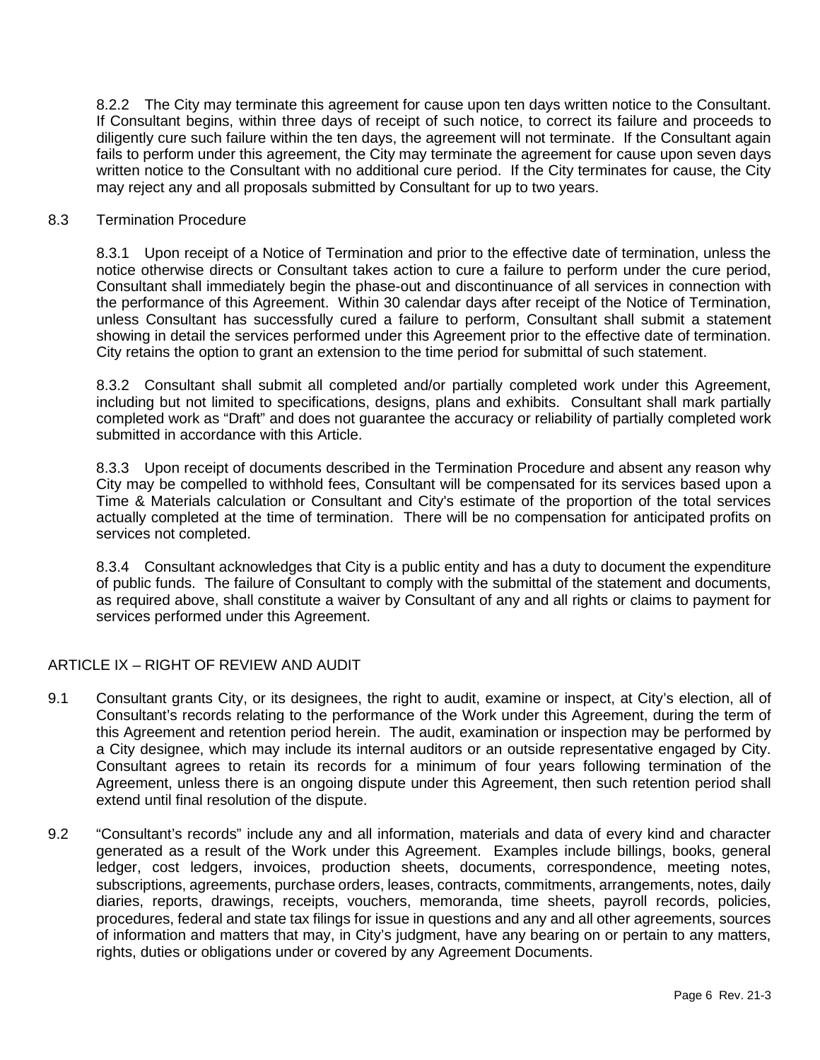8.2.2 The City may terminate this agreement for cause upon ten days written notice to the Consultant. If Consultant begins, within three days of receipt of such notice, to correct its failure and proceeds to diligently cure such failure within the ten days, the agreement will not terminate. If the Consultant again fails to perform under this agreement, the City may terminate the agreement for cause upon seven days written notice to the Consultant with no additional cure period. If the City terminates for cause, the City may reject any and all proposals submitted by Consultant for up to two years.

8.3 Termination Procedure

8.3.1 Upon receipt of a Notice of Termination and prior to the effective date of termination, unless the notice otherwise directs or Consultant takes action to cure a failure to perform under the cure period, Consultant shall immediately begin the phase-out and discontinuance of all services in connection with the performance of this Agreement. Within 30 calendar days after receipt of the Notice of Termination, unless Consultant has successfully cured a failure to perform, Consultant shall submit a statement showing in detail the services performed under this Agreement prior to the effective date of termination. City retains the option to grant an extension to the time period for submittal of such statement.

8.3.2 Consultant shall submit all completed and/or partially completed work under this Agreement, including but not limited to specifications, designs, plans and exhibits. Consultant shall mark partially completed work as "Draft" and does not guarantee the accuracy or reliability of partially completed work submitted in accordance with this Article.

8.3.3 Upon receipt of documents described in the Termination Procedure and absent any reason why City may be compelled to withhold fees, Consultant will be compensated for its services based upon a Time & Materials calculation or Consultant and City's estimate of the proportion of the total services actually completed at the time of termination. There will be no compensation for anticipated profits on services not completed.

8.3.4 Consultant acknowledges that City is a public entity and has a duty to document the expenditure of public funds. The failure of Consultant to comply with the submittal of the statement and documents, as required above, shall constitute a waiver by Consultant of any and all rights or claims to payment for services performed under this Agreement.

## ARTICLE IX – RIGHT OF REVIEW AND AUDIT

9.1 Consultant grants City, or its designees, the right to audit, examine or inspect, at City's election, all of Consultant's records relating to the performance of the Work under this Agreement, during the term of this Agreement and retention period herein. The audit, examination or inspection may be performed by a City designee, which may include its internal auditors or an outside representative engaged by City. Consultant agrees to retain its records for a minimum of four years following termination of the Agreement, unless there is an ongoing dispute under this Agreement, then such retention period shall extend until final resolution of the dispute.

9.2 "Consultant's records" include any and all information, materials and data of every kind and character generated as a result of the Work under this Agreement. Examples include billings, books, general ledger, cost ledgers, invoices, production sheets, documents, correspondence, meeting notes, subscriptions, agreements, purchase orders, leases, contracts, commitments, arrangements, notes, daily diaries, reports, drawings, receipts, vouchers, memoranda, time sheets, payroll records, policies, procedures, federal and state tax filings for issue in questions and any and all other agreements, sources of information and matters that may, in City's judgment, have any bearing on or pertain to any matters, rights, duties or obligations under or covered by any Agreement Documents.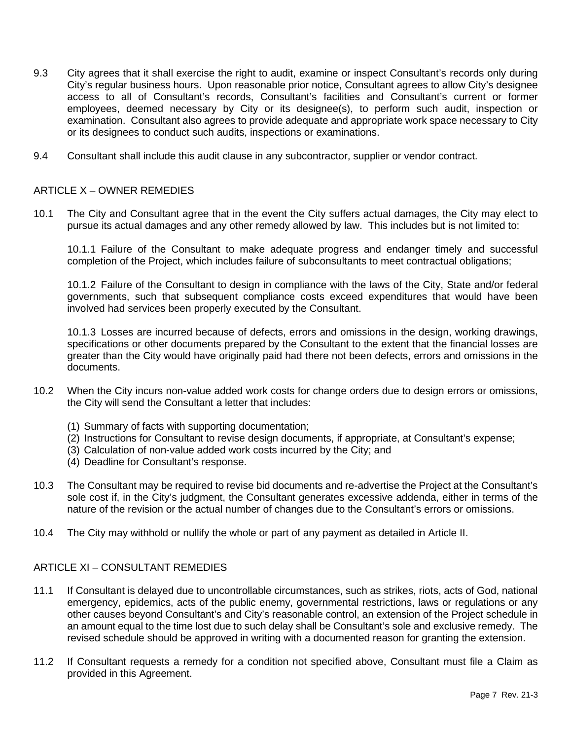9.3 City agrees that it shall exercise the right to audit, examine or inspect Consultant's records only during City's regular business hours. Upon reasonable prior notice, Consultant agrees to allow City's designee access to all of Consultant's records, Consultant's facilities and Consultant's current or former employees, deemed necessary by City or its designee(s), to perform such audit, inspection or examination. Consultant also agrees to provide adequate and appropriate work space necessary to City or its designees to conduct such audits, inspections or examinations.

9.4 Consultant shall include this audit clause in any subcontractor, supplier or vendor contract.

## ARTICLE X – OWNER REMEDIES

10.1 The City and Consultant agree that in the event the City suffers actual damages, the City may elect to pursue its actual damages and any other remedy allowed by law. This includes but is not limited to:

10.1.1 Failure of the Consultant to make adequate progress and endanger timely and successful completion of the Project, which includes failure of subconsultants to meet contractual obligations;

10.1.2 Failure of the Consultant to design in compliance with the laws of the City, State and/or federal governments, such that subsequent compliance costs exceed expenditures that would have been involved had services been properly executed by the Consultant.

10.1.3 Losses are incurred because of defects, errors and omissions in the design, working drawings, specifications or other documents prepared by the Consultant to the extent that the financial losses are greater than the City would have originally paid had there not been defects, errors and omissions in the documents.

10.2 When the City incurs non-value added work costs for change orders due to design errors or omissions, the City will send the Consultant a letter that includes:

(1) Summary of facts with supporting documentation;
(2) Instructions for Consultant to revise design documents, if appropriate, at Consultant's expense;
(3) Calculation of non-value added work costs incurred by the City; and
(4) Deadline for Consultant's response.

10.3 The Consultant may be required to revise bid documents and re-advertise the Project at the Consultant's sole cost if, in the City's judgment, the Consultant generates excessive addenda, either in terms of the nature of the revision or the actual number of changes due to the Consultant's errors or omissions.

10.4 The City may withhold or nullify the whole or part of any payment as detailed in Article II.

## ARTICLE XI – CONSULTANT REMEDIES

11.1 If Consultant is delayed due to uncontrollable circumstances, such as strikes, riots, acts of God, national emergency, epidemics, acts of the public enemy, governmental restrictions, laws or regulations or any other causes beyond Consultant's and City's reasonable control, an extension of the Project schedule in an amount equal to the time lost due to such delay shall be Consultant's sole and exclusive remedy. The revised schedule should be approved in writing with a documented reason for granting the extension.

11.2 If Consultant requests a remedy for a condition not specified above, Consultant must file a Claim as provided in this Agreement.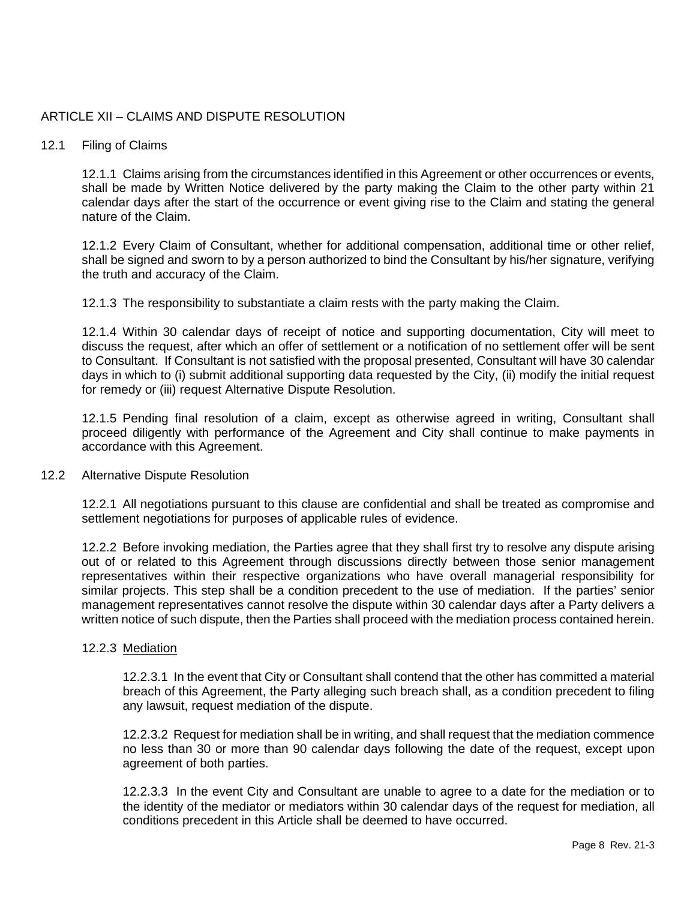## ARTICLE XII – CLAIMS AND DISPUTE RESOLUTION

### 12.1 Filing of Claims

12.1.1 Claims arising from the circumstances identified in this Agreement or other occurrences or events, shall be made by Written Notice delivered by the party making the Claim to the other party within 21 calendar days after the start of the occurrence or event giving rise to the Claim and stating the general nature of the Claim.

12.1.2 Every Claim of Consultant, whether for additional compensation, additional time or other relief, shall be signed and sworn to by a person authorized to bind the Consultant by his/her signature, verifying the truth and accuracy of the Claim.

12.1.3 The responsibility to substantiate a claim rests with the party making the Claim.

12.1.4 Within 30 calendar days of receipt of notice and supporting documentation, City will meet to discuss the request, after which an offer of settlement or a notification of no settlement offer will be sent to Consultant. If Consultant is not satisfied with the proposal presented, Consultant will have 30 calendar days in which to (i) submit additional supporting data requested by the City, (ii) modify the initial request for remedy or (iii) request Alternative Dispute Resolution.

12.1.5 Pending final resolution of a claim, except as otherwise agreed in writing, Consultant shall proceed diligently with performance of the Agreement and City shall continue to make payments in accordance with this Agreement.

### 12.2 Alternative Dispute Resolution

12.2.1 All negotiations pursuant to this clause are confidential and shall be treated as compromise and settlement negotiations for purposes of applicable rules of evidence.

12.2.2 Before invoking mediation, the Parties agree that they shall first try to resolve any dispute arising out of or related to this Agreement through discussions directly between those senior management representatives within their respective organizations who have overall managerial responsibility for similar projects. This step shall be a condition precedent to the use of mediation. If the parties' senior management representatives cannot resolve the dispute within 30 calendar days after a Party delivers a written notice of such dispute, then the Parties shall proceed with the mediation process contained herein.

12.2.3 <u>Mediation</u>

12.2.3.1 In the event that City or Consultant shall contend that the other has committed a material breach of this Agreement, the Party alleging such breach shall, as a condition precedent to filing any lawsuit, request mediation of the dispute.

12.2.3.2 Request for mediation shall be in writing, and shall request that the mediation commence no less than 30 or more than 90 calendar days following the date of the request, except upon agreement of both parties.

12.2.3.3 In the event City and Consultant are unable to agree to a date for the mediation or to the identity of the mediator or mediators within 30 calendar days of the request for mediation, all conditions precedent in this Article shall be deemed to have occurred.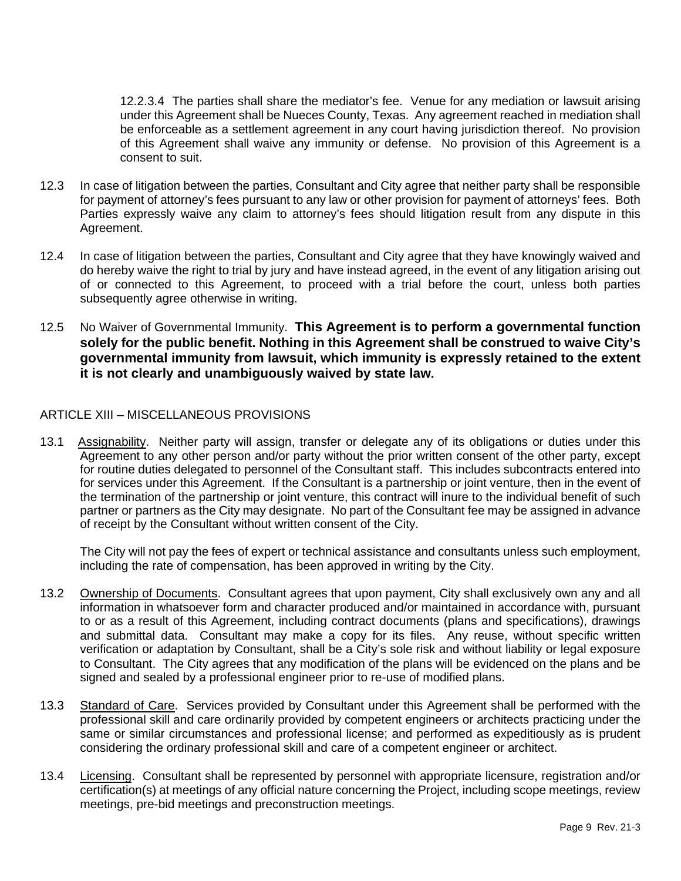12.2.3.4 The parties shall share the mediator's fee. Venue for any mediation or lawsuit arising under this Agreement shall be Nueces County, Texas. Any agreement reached in mediation shall be enforceable as a settlement agreement in any court having jurisdiction thereof. No provision of this Agreement shall waive any immunity or defense. No provision of this Agreement is a consent to suit.

12.3 In case of litigation between the parties, Consultant and City agree that neither party shall be responsible for payment of attorney's fees pursuant to any law or other provision for payment of attorneys' fees. Both Parties expressly waive any claim to attorney's fees should litigation result from any dispute in this Agreement.

12.4 In case of litigation between the parties, Consultant and City agree that they have knowingly waived and do hereby waive the right to trial by jury and have instead agreed, in the event of any litigation arising out of or connected to this Agreement, to proceed with a trial before the court, unless both parties subsequently agree otherwise in writing.

12.5 No Waiver of Governmental Immunity. **This Agreement is to perform a governmental function solely for the public benefit. Nothing in this Agreement shall be construed to waive City's governmental immunity from lawsuit, which immunity is expressly retained to the extent it is not clearly and unambiguously waived by state law.**

## ARTICLE XIII – MISCELLANEOUS PROVISIONS

13.1 Assignability. Neither party will assign, transfer or delegate any of its obligations or duties under this Agreement to any other person and/or party without the prior written consent of the other party, except for routine duties delegated to personnel of the Consultant staff. This includes subcontracts entered into for services under this Agreement. If the Consultant is a partnership or joint venture, then in the event of the termination of the partnership or joint venture, this contract will inure to the individual benefit of such partner or partners as the City may designate. No part of the Consultant fee may be assigned in advance of receipt by the Consultant without written consent of the City.

The City will not pay the fees of expert or technical assistance and consultants unless such employment, including the rate of compensation, has been approved in writing by the City.

13.2 Ownership of Documents. Consultant agrees that upon payment, City shall exclusively own any and all information in whatsoever form and character produced and/or maintained in accordance with, pursuant to or as a result of this Agreement, including contract documents (plans and specifications), drawings and submittal data. Consultant may make a copy for its files. Any reuse, without specific written verification or adaptation by Consultant, shall be a City's sole risk and without liability or legal exposure to Consultant. The City agrees that any modification of the plans will be evidenced on the plans and be signed and sealed by a professional engineer prior to re-use of modified plans.

13.3 Standard of Care. Services provided by Consultant under this Agreement shall be performed with the professional skill and care ordinarily provided by competent engineers or architects practicing under the same or similar circumstances and professional license; and performed as expeditiously as is prudent considering the ordinary professional skill and care of a competent engineer or architect.

13.4 Licensing. Consultant shall be represented by personnel with appropriate licensure, registration and/or certification(s) at meetings of any official nature concerning the Project, including scope meetings, review meetings, pre-bid meetings and preconstruction meetings.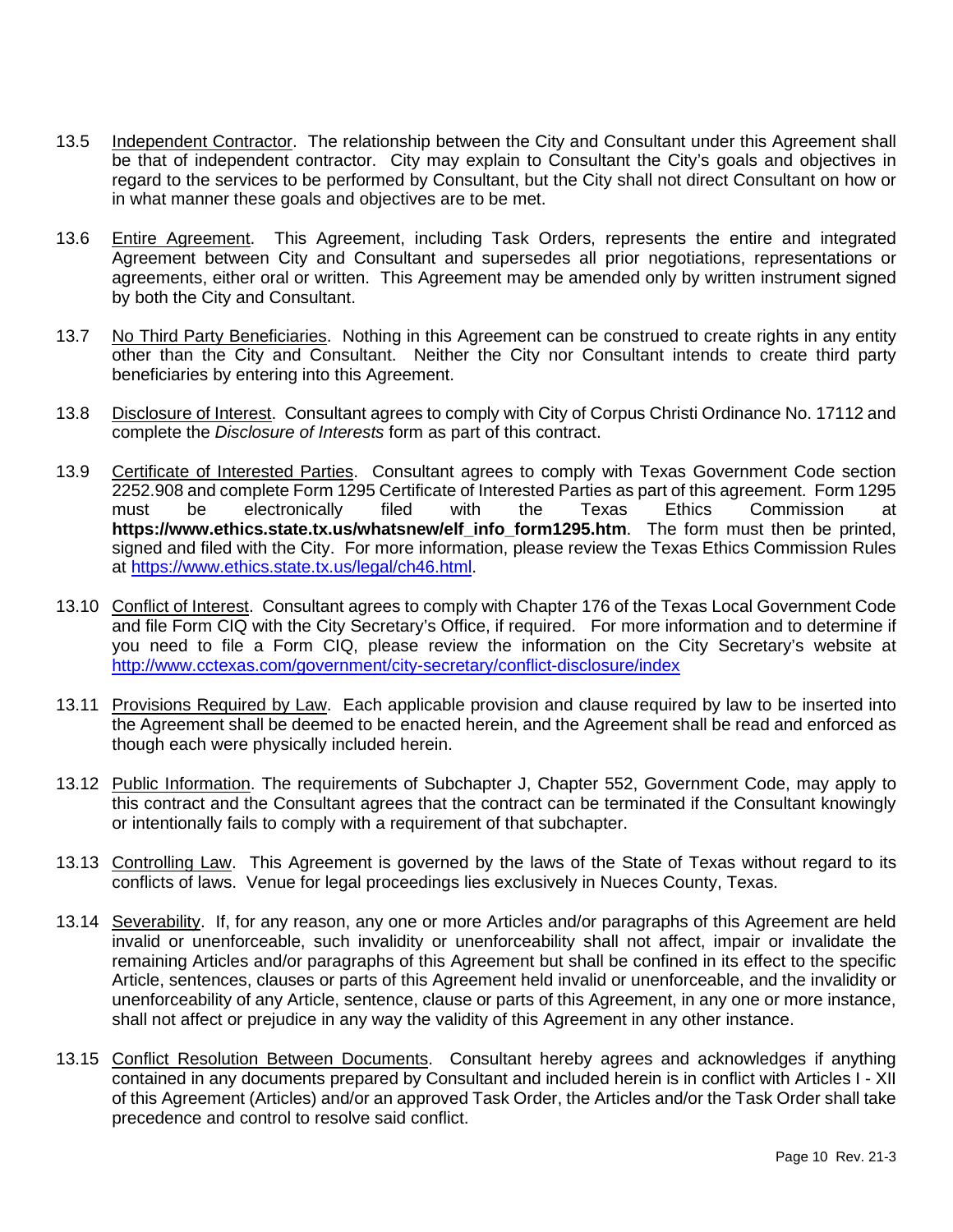13.5 Independent Contractor. The relationship between the City and Consultant under this Agreement shall be that of independent contractor. City may explain to Consultant the City's goals and objectives in regard to the services to be performed by Consultant, but the City shall not direct Consultant on how or in what manner these goals and objectives are to be met.

13.6 Entire Agreement. This Agreement, including Task Orders, represents the entire and integrated Agreement between City and Consultant and supersedes all prior negotiations, representations or agreements, either oral or written. This Agreement may be amended only by written instrument signed by both the City and Consultant.

13.7 No Third Party Beneficiaries. Nothing in this Agreement can be construed to create rights in any entity other than the City and Consultant. Neither the City nor Consultant intends to create third party beneficiaries by entering into this Agreement.

13.8 Disclosure of Interest. Consultant agrees to comply with City of Corpus Christi Ordinance No. 17112 and complete the *Disclosure of Interests* form as part of this contract.

13.9 Certificate of Interested Parties. Consultant agrees to comply with Texas Government Code section 2252.908 and complete Form 1295 Certificate of Interested Parties as part of this agreement. Form 1295 must be electronically filed with the Texas Ethics Commission at **https://www.ethics.state.tx.us/whatsnew/elf_info_form1295.htm**. The form must then be printed, signed and filed with the City. For more information, please review the Texas Ethics Commission Rules at https://www.ethics.state.tx.us/legal/ch46.html.

13.10 Conflict of Interest. Consultant agrees to comply with Chapter 176 of the Texas Local Government Code and file Form CIQ with the City Secretary's Office, if required. For more information and to determine if you need to file a Form CIQ, please review the information on the City Secretary's website at http://www.cctexas.com/government/city-secretary/conflict-disclosure/index

13.11 Provisions Required by Law. Each applicable provision and clause required by law to be inserted into the Agreement shall be deemed to be enacted herein, and the Agreement shall be read and enforced as though each were physically included herein.

13.12 Public Information. The requirements of Subchapter J, Chapter 552, Government Code, may apply to this contract and the Consultant agrees that the contract can be terminated if the Consultant knowingly or intentionally fails to comply with a requirement of that subchapter.

13.13 Controlling Law. This Agreement is governed by the laws of the State of Texas without regard to its conflicts of laws. Venue for legal proceedings lies exclusively in Nueces County, Texas.

13.14 Severability. If, for any reason, any one or more Articles and/or paragraphs of this Agreement are held invalid or unenforceable, such invalidity or unenforceability shall not affect, impair or invalidate the remaining Articles and/or paragraphs of this Agreement but shall be confined in its effect to the specific Article, sentences, clauses or parts of this Agreement held invalid or unenforceable, and the invalidity or unenforceability of any Article, sentence, clause or parts of this Agreement, in any one or more instance, shall not affect or prejudice in any way the validity of this Agreement in any other instance.

13.15 Conflict Resolution Between Documents. Consultant hereby agrees and acknowledges if anything contained in any documents prepared by Consultant and included herein is in conflict with Articles I - XII of this Agreement (Articles) and/or an approved Task Order, the Articles and/or the Task Order shall take precedence and control to resolve said conflict.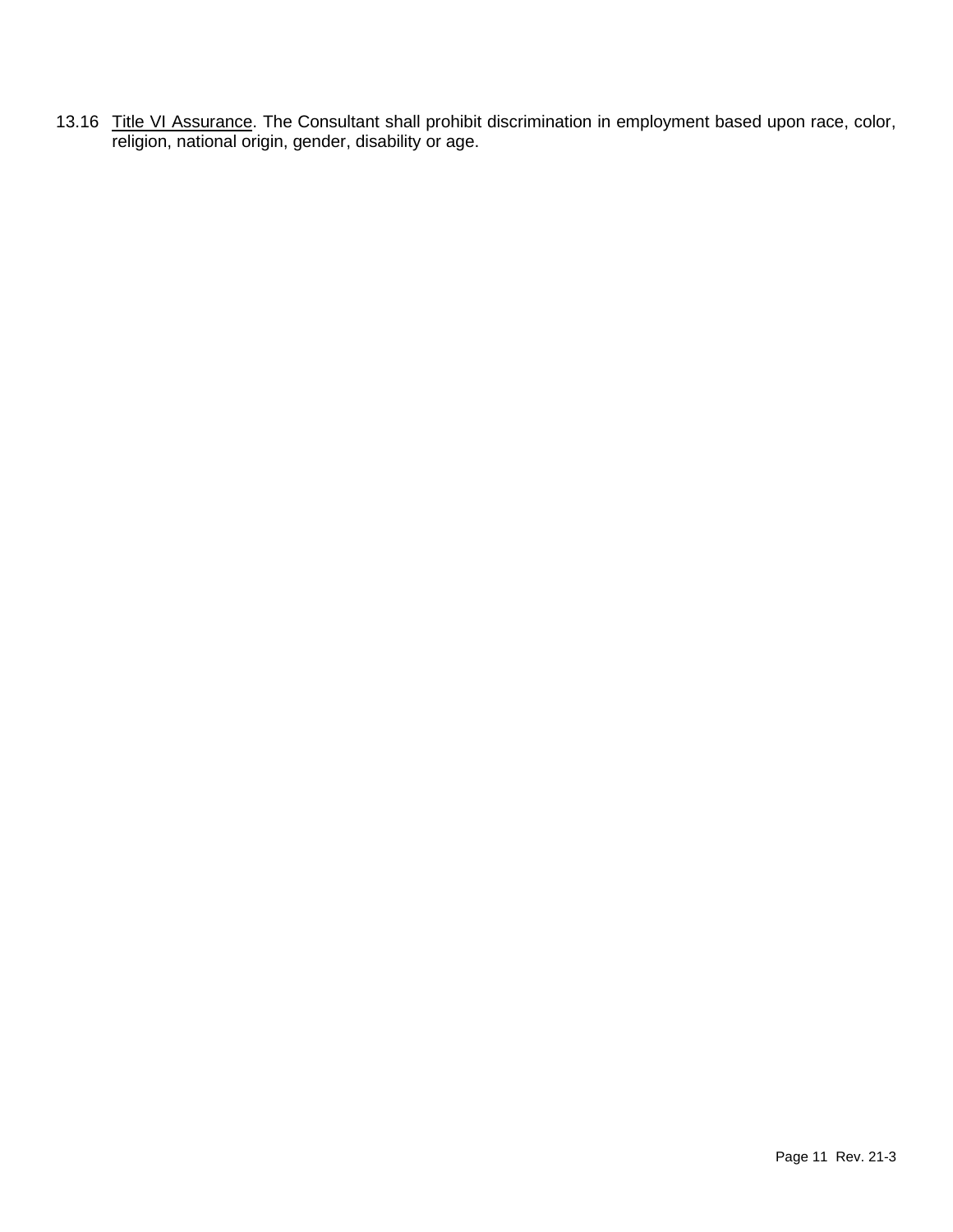13.16 <u>Title VI Assurance</u>. The Consultant shall prohibit discrimination in employment based upon race, color, religion, national origin, gender, disability or age.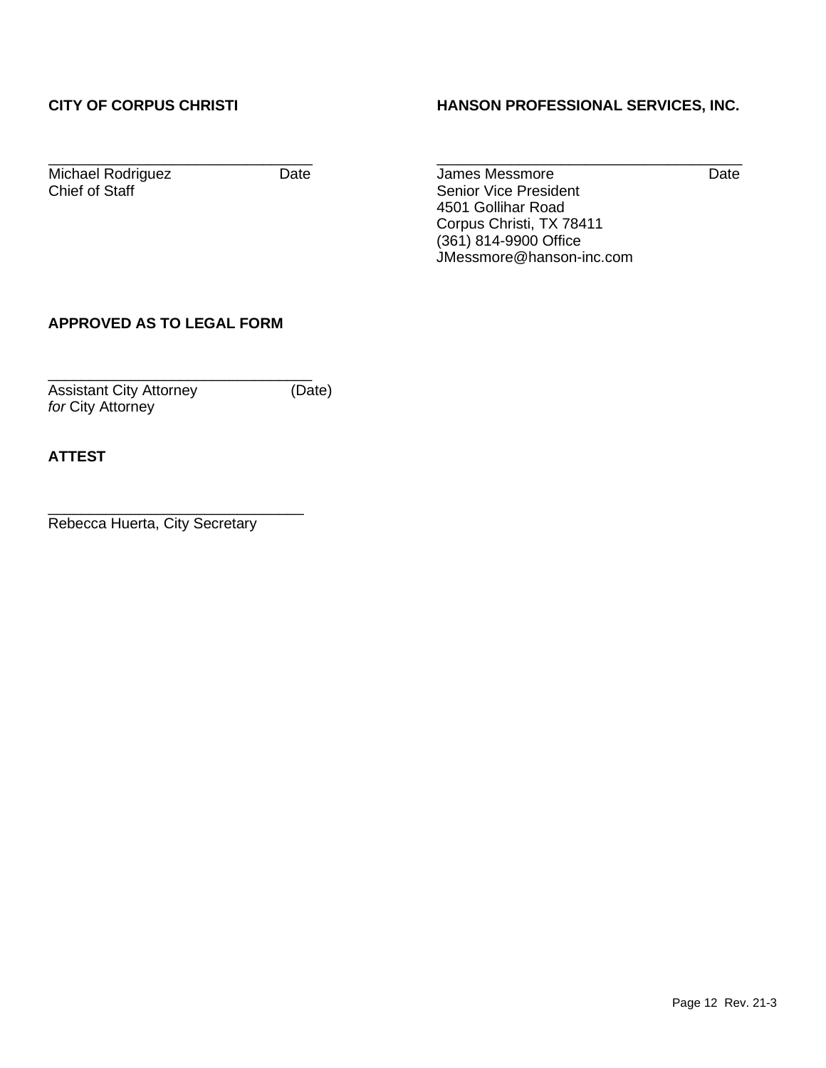**CITY OF CORPUS CHRISTI**

________________________________
Michael Rodriguez Date
Chief of Staff

**HANSON PROFESSIONAL SERVICES, INC.**

________________________________
James Messmore Date
Senior Vice President
4501 Gollihar Road
Corpus Christi, TX 78411
(361) 814-9900 Office
JMessmore@hanson-inc.com

**APPROVED AS TO LEGAL FORM**

________________________________
Assistant City Attorney (Date)
*for* City Attorney

**ATTEST**

________________________________
Rebecca Huerta, City Secretary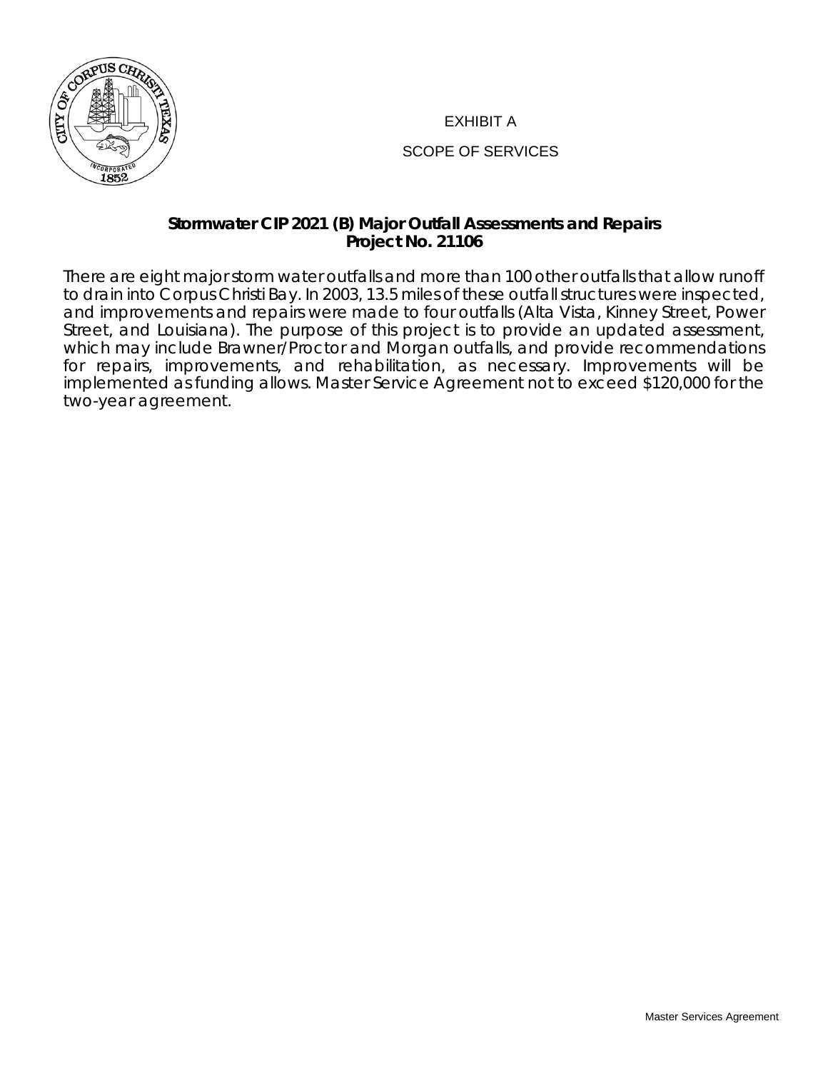EXHIBIT A

SCOPE OF SERVICES

**Stormwater CIP 2021 (B) Major Outfall Assessments and Repairs**
**Project No. 21106**

There are eight major storm water outfalls and more than 100 other outfalls that allow runoff to drain into Corpus Christi Bay. In 2003, 13.5 miles of these outfall structures were inspected, and improvements and repairs were made to four outfalls (Alta Vista, Kinney Street, Power Street, and Louisiana). The purpose of this project is to provide an updated assessment, which may include Brawner/Proctor and Morgan outfalls, and provide recommendations for repairs, improvements, and rehabilitation, as necessary. Improvements will be implemented as funding allows. Master Service Agreement not to exceed $120,000 for the two-year agreement.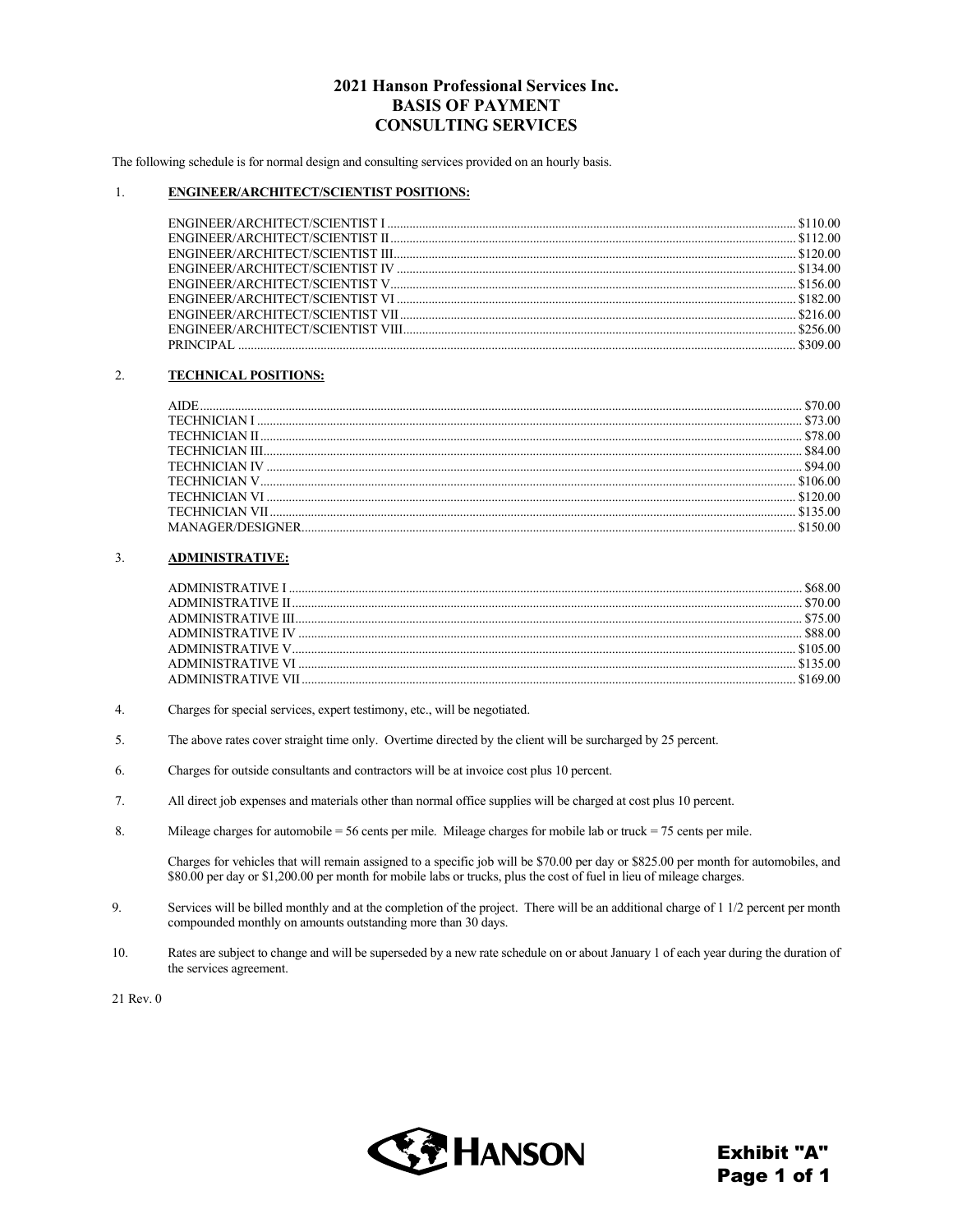# 2021 Hanson Professional Services Inc.
## BASIS OF PAYMENT
## CONSULTING SERVICES

The following schedule is for normal design and consulting services provided on an hourly basis.

1. **ENGINEER/ARCHITECT/SCIENTIST POSITIONS:**

| Position | Rate |
|---|---|
| ENGINEER/ARCHITECT/SCIENTIST I | $110.00 |
| ENGINEER/ARCHITECT/SCIENTIST II | $112.00 |
| ENGINEER/ARCHITECT/SCIENTIST III | $120.00 |
| ENGINEER/ARCHITECT/SCIENTIST IV | $134.00 |
| ENGINEER/ARCHITECT/SCIENTIST V | $156.00 |
| ENGINEER/ARCHITECT/SCIENTIST VI | $182.00 |
| ENGINEER/ARCHITECT/SCIENTIST VII | $216.00 |
| ENGINEER/ARCHITECT/SCIENTIST VIII | $256.00 |
| PRINCIPAL | $309.00 |

2. **TECHNICAL POSITIONS:**

| Position | Rate |
|---|---|
| AIDE | $70.00 |
| TECHNICIAN I | $73.00 |
| TECHNICIAN II | $78.00 |
| TECHNICIAN III | $84.00 |
| TECHNICIAN IV | $94.00 |
| TECHNICIAN V | $106.00 |
| TECHNICIAN VI | $120.00 |
| TECHNICIAN VII | $135.00 |
| MANAGER/DESIGNER | $150.00 |

3. **ADMINISTRATIVE:**

| Position | Rate |
|---|---|
| ADMINISTRATIVE I | $68.00 |
| ADMINISTRATIVE II | $70.00 |
| ADMINISTRATIVE III | $75.00 |
| ADMINISTRATIVE IV | $88.00 |
| ADMINISTRATIVE V | $105.00 |
| ADMINISTRATIVE VI | $135.00 |
| ADMINISTRATIVE VII | $169.00 |

4. Charges for special services, expert testimony, etc., will be negotiated.

5. The above rates cover straight time only. Overtime directed by the client will be surcharged by 25 percent.

6. Charges for outside consultants and contractors will be at invoice cost plus 10 percent.

7. All direct job expenses and materials other than normal office supplies will be charged at cost plus 10 percent.

8. Mileage charges for automobile = 56 cents per mile. Mileage charges for mobile lab or truck = 75 cents per mile.

   Charges for vehicles that will remain assigned to a specific job will be $70.00 per day or $825.00 per month for automobiles, and $80.00 per day or $1,200.00 per month for mobile labs or trucks, plus the cost of fuel in lieu of mileage charges.

9. Services will be billed monthly and at the completion of the project. There will be an additional charge of 1 1/2 percent per month compounded monthly on amounts outstanding more than 30 days.

10. Rates are subject to change and will be superseded by a new rate schedule on or about January 1 of each year during the duration of the services agreement.

21 Rev. 0

HANSON

**Exhibit "A"**
**Page 1 of 1**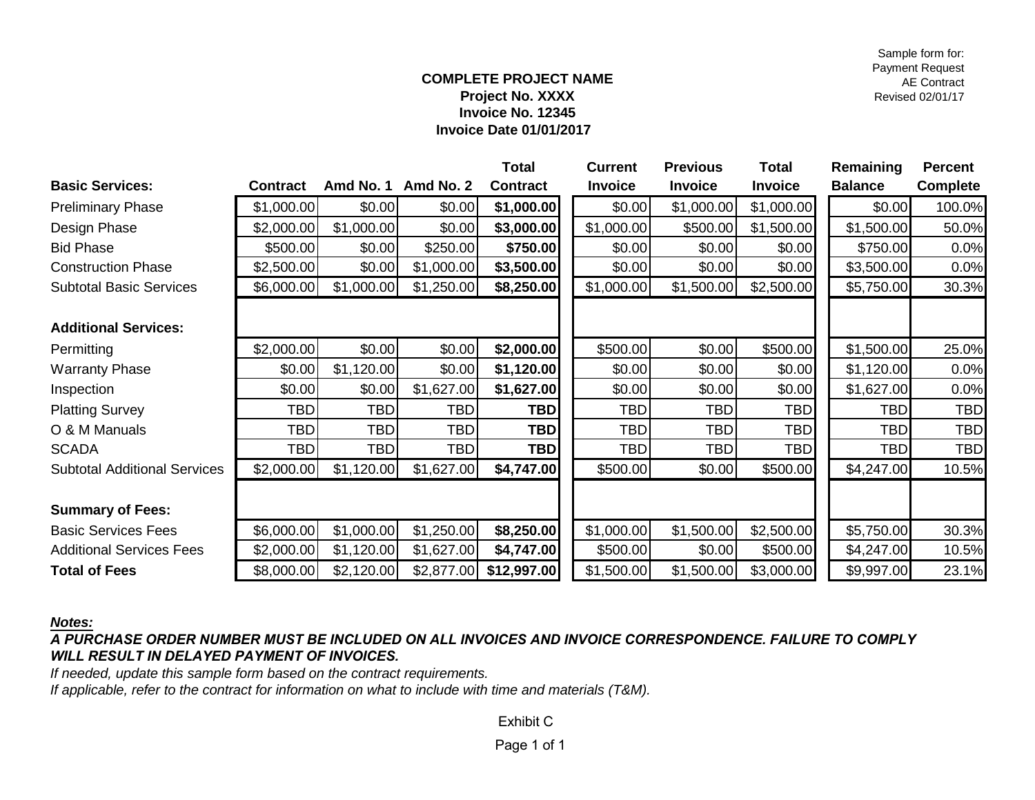Sample form for:
Payment Request
AE Contract
Revised 02/01/17

**COMPLETE PROJECT NAME**
**Project No. XXXX**
**Invoice No. 12345**
**Invoice Date 01/01/2017**

| **Basic Services:** | **Contract** | **Amd No. 1** | **Amd No. 2** | **Total Contract** | **Current Invoice** | **Previous Invoice** | **Total Invoice** | **Remaining Balance** | **Percent Complete** |
|---|---|---|---|---|---|---|---|---|---|
| Preliminary Phase | $1,000.00 | $0.00 | $0.00 | **$1,000.00** | $0.00 | $1,000.00 | $1,000.00 | $0.00 | 100.0% |
| Design Phase | $2,000.00 | $1,000.00 | $0.00 | **$3,000.00** | $1,000.00 | $500.00 | $1,500.00 | $1,500.00 | 50.0% |
| Bid Phase | $500.00 | $0.00 | $250.00 | **$750.00** | $0.00 | $0.00 | $0.00 | $750.00 | 0.0% |
| Construction Phase | $2,500.00 | $0.00 | $1,000.00 | **$3,500.00** | $0.00 | $0.00 | $0.00 | $3,500.00 | 0.0% |
| Subtotal Basic Services | $6,000.00 | $1,000.00 | $1,250.00 | **$8,250.00** | $1,000.00 | $1,500.00 | $2,500.00 | $5,750.00 | 30.3% |
| | | | | | | | | | |
| **Additional Services:** | | | | | | | | | |
| Permitting | $2,000.00 | $0.00 | $0.00 | **$2,000.00** | $500.00 | $0.00 | $500.00 | $1,500.00 | 25.0% |
| Warranty Phase | $0.00 | $1,120.00 | $0.00 | **$1,120.00** | $0.00 | $0.00 | $0.00 | $1,120.00 | 0.0% |
| Inspection | $0.00 | $0.00 | $1,627.00 | **$1,627.00** | $0.00 | $0.00 | $0.00 | $1,627.00 | 0.0% |
| Platting Survey | TBD | TBD | TBD | **TBD** | TBD | TBD | TBD | TBD | TBD |
| O & M Manuals | TBD | TBD | TBD | **TBD** | TBD | TBD | TBD | TBD | TBD |
| SCADA | TBD | TBD | TBD | **TBD** | TBD | TBD | TBD | TBD | TBD |
| Subtotal Additional Services | $2,000.00 | $1,120.00 | $1,627.00 | **$4,747.00** | $500.00 | $0.00 | $500.00 | $4,247.00 | 10.5% |
| | | | | | | | | | |
| **Summary of Fees:** | | | | | | | | | |
| Basic Services Fees | $6,000.00 | $1,000.00 | $1,250.00 | **$8,250.00** | $1,000.00 | $1,500.00 | $2,500.00 | $5,750.00 | 30.3% |
| Additional Services Fees | $2,000.00 | $1,120.00 | $1,627.00 | **$4,747.00** | $500.00 | $0.00 | $500.00 | $4,247.00 | 10.5% |
| **Total of Fees** | $8,000.00 | $2,120.00 | $2,877.00 | **$12,997.00** | $1,500.00 | $1,500.00 | $3,000.00 | $9,997.00 | 23.1% |

***Notes:***

***A PURCHASE ORDER NUMBER MUST BE INCLUDED ON ALL INVOICES AND INVOICE CORRESPONDENCE. FAILURE TO COMPLY WILL RESULT IN DELAYED PAYMENT OF INVOICES.***

*If needed, update this sample form based on the contract requirements.*

*If applicable, refer to the contract for information on what to include with time and materials (T&M).*

Exhibit C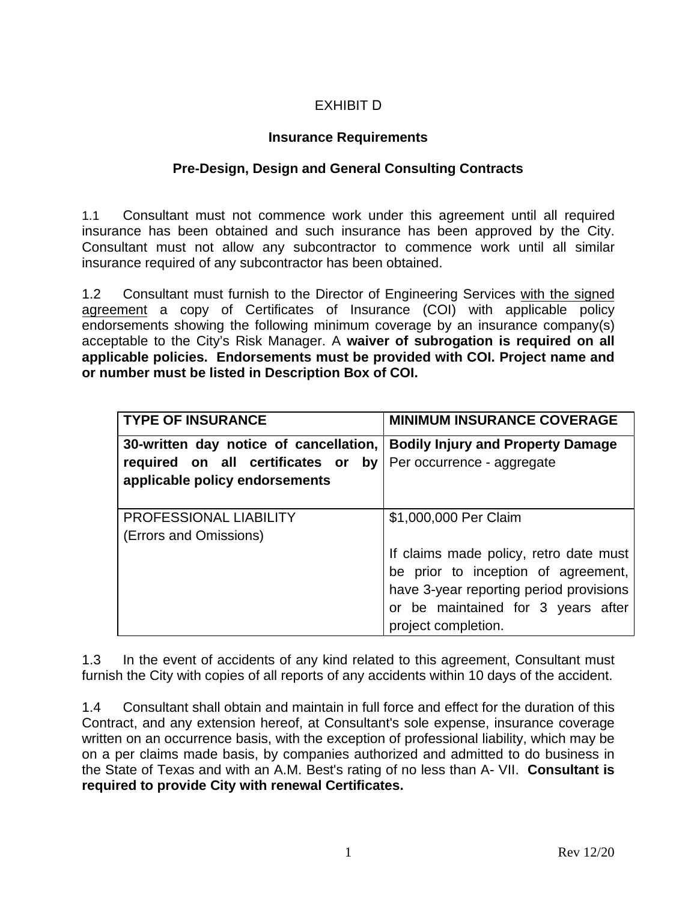EXHIBIT D

## Insurance Requirements

## Pre-Design, Design and General Consulting Contracts

1.1 Consultant must not commence work under this agreement until all required insurance has been obtained and such insurance has been approved by the City. Consultant must not allow any subcontractor to commence work until all similar insurance required of any subcontractor has been obtained.

1.2 Consultant must furnish to the Director of Engineering Services with the signed agreement a copy of Certificates of Insurance (COI) with applicable policy endorsements showing the following minimum coverage by an insurance company(s) acceptable to the City's Risk Manager. A **waiver of subrogation is required on all applicable policies. Endorsements must be provided with COI. Project name and or number must be listed in Description Box of COI.**

| TYPE OF INSURANCE | MINIMUM INSURANCE COVERAGE |
|---|---|
| **30-written day notice of cancellation, required on all certificates or by applicable policy endorsements** | **Bodily Injury and Property Damage**<br>Per occurrence - aggregate |
| PROFESSIONAL LIABILITY<br>(Errors and Omissions) | $1,000,000 Per Claim<br><br>If claims made policy, retro date must be prior to inception of agreement, have 3-year reporting period provisions or be maintained for 3 years after project completion. |

1.3 In the event of accidents of any kind related to this agreement, Consultant must furnish the City with copies of all reports of any accidents within 10 days of the accident.

1.4 Consultant shall obtain and maintain in full force and effect for the duration of this Contract, and any extension hereof, at Consultant's sole expense, insurance coverage written on an occurrence basis, with the exception of professional liability, which may be on a per claims made basis, by companies authorized and admitted to do business in the State of Texas and with an A.M. Best's rating of no less than A- VII. **Consultant is required to provide City with renewal Certificates.**

Rev 12/20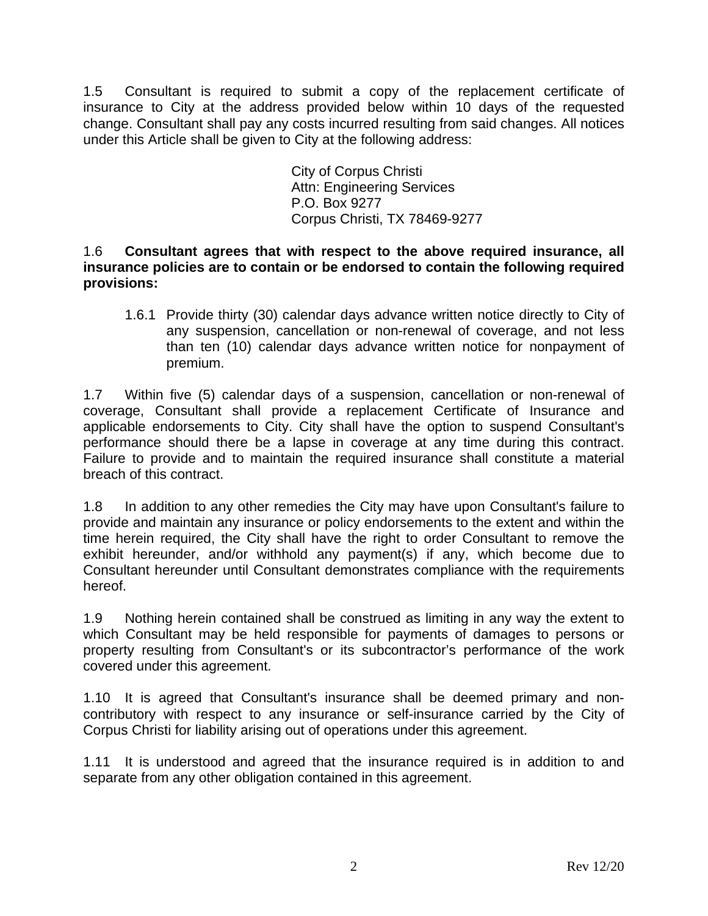1.5 Consultant is required to submit a copy of the replacement certificate of insurance to City at the address provided below within 10 days of the requested change. Consultant shall pay any costs incurred resulting from said changes. All notices under this Article shall be given to City at the following address:

City of Corpus Christi  
Attn: Engineering Services  
P.O. Box 9277  
Corpus Christi, TX 78469-9277

1.6 **Consultant agrees that with respect to the above required insurance, all insurance policies are to contain or be endorsed to contain the following required provisions:**

1.6.1 Provide thirty (30) calendar days advance written notice directly to City of any suspension, cancellation or non-renewal of coverage, and not less than ten (10) calendar days advance written notice for nonpayment of premium.

1.7 Within five (5) calendar days of a suspension, cancellation or non-renewal of coverage, Consultant shall provide a replacement Certificate of Insurance and applicable endorsements to City. City shall have the option to suspend Consultant's performance should there be a lapse in coverage at any time during this contract. Failure to provide and to maintain the required insurance shall constitute a material breach of this contract.

1.8 In addition to any other remedies the City may have upon Consultant's failure to provide and maintain any insurance or policy endorsements to the extent and within the time herein required, the City shall have the right to order Consultant to remove the exhibit hereunder, and/or withhold any payment(s) if any, which become due to Consultant hereunder until Consultant demonstrates compliance with the requirements hereof.

1.9 Nothing herein contained shall be construed as limiting in any way the extent to which Consultant may be held responsible for payments of damages to persons or property resulting from Consultant's or its subcontractor's performance of the work covered under this agreement.

1.10 It is agreed that Consultant's insurance shall be deemed primary and non-contributory with respect to any insurance or self-insurance carried by the City of Corpus Christi for liability arising out of operations under this agreement.

1.11 It is understood and agreed that the insurance required is in addition to and separate from any other obligation contained in this agreement.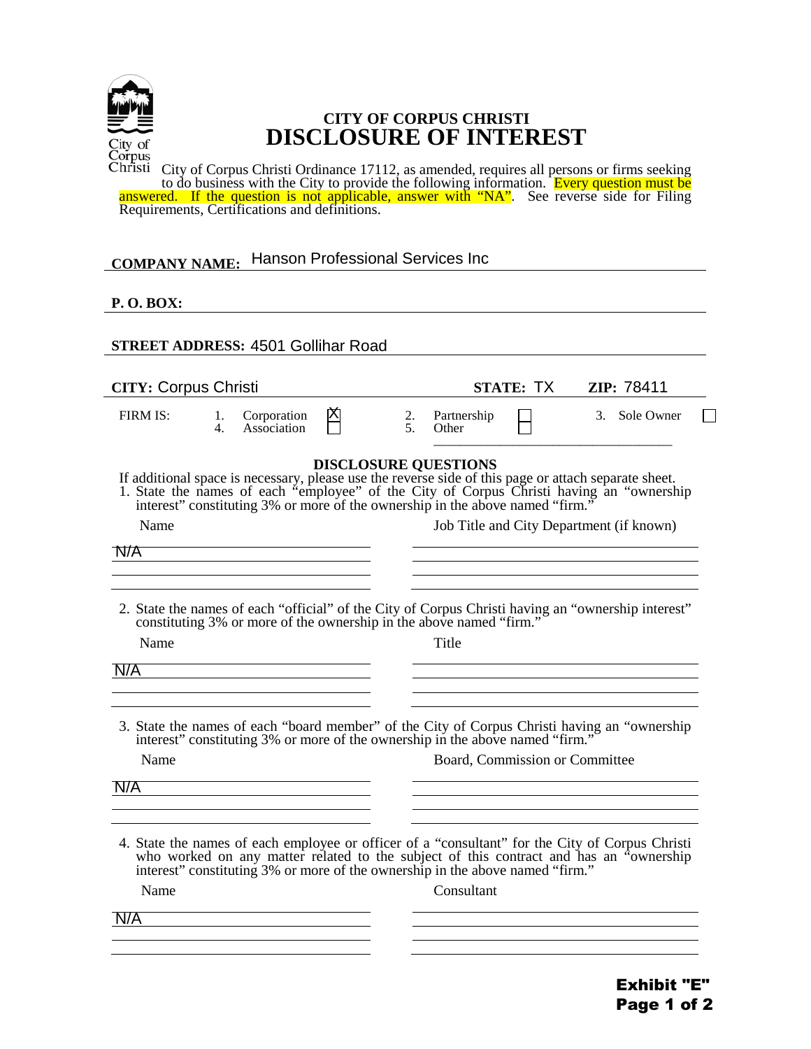# CITY OF CORPUS CHRISTI
# DISCLOSURE OF INTEREST

City of Corpus Christi Ordinance 17112, as amended, requires all persons or firms seeking to do business with the City to provide the following information. Every question must be answered. If the question is not applicable, answer with "NA". See reverse side for Filing Requirements, Certifications and definitions.

**COMPANY NAME:** Hanson Professional Services Inc

**P. O. BOX:**

**STREET ADDRESS:** 4501 Gollihar Road

**CITY:** Corpus Christi **STATE:** TX **ZIP:** 78411

FIRM IS: 1. Corporation [X] 2. Partnership [ ] 3. Sole Owner [ ] 4. Association [ ] 5. Other [ ] ________________

## DISCLOSURE QUESTIONS

If additional space is necessary, please use the reverse side of this page or attach separate sheet.

1. State the names of each "employee" of the City of Corpus Christi having an "ownership interest" constituting 3% or more of the ownership in the above named "firm."

| Name | Job Title and City Department (if known) |
|---|---|
| N/A | |

2. State the names of each "official" of the City of Corpus Christi having an "ownership interest" constituting 3% or more of the ownership in the above named "firm."

| Name | Title |
|---|---|
| N/A | |

3. State the names of each "board member" of the City of Corpus Christi having an "ownership interest" constituting 3% or more of the ownership in the above named "firm."

| Name | Board, Commission or Committee |
|---|---|
| N/A | |

4. State the names of each employee or officer of a "consultant" for the City of Corpus Christi who worked on any matter related to the subject of this contract and has an "ownership interest" constituting 3% or more of the ownership in the above named "firm."

| Name | Consultant |
|---|---|
| N/A | |

**Exhibit "E"**
**Page 1 of 2**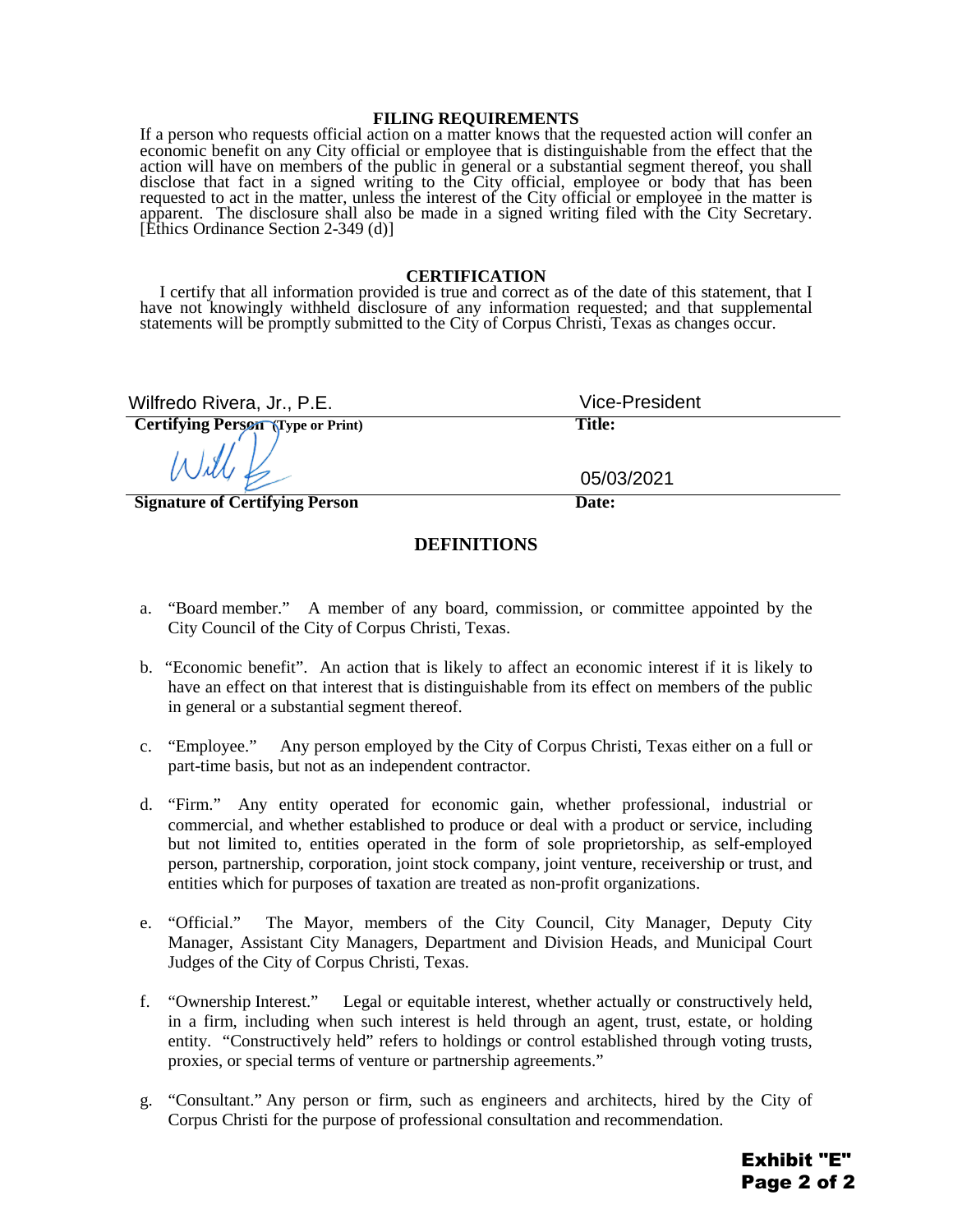## FILING REQUIREMENTS

If a person who requests official action on a matter knows that the requested action will confer an economic benefit on any City official or employee that is distinguishable from the effect that the action will have on members of the public in general or a substantial segment thereof, you shall disclose that fact in a signed writing to the City official, employee or body that has been requested to act in the matter, unless the interest of the City official or employee in the matter is apparent. The disclosure shall also be made in a signed writing filed with the City Secretary. [Ethics Ordinance Section 2-349 (d)]

## CERTIFICATION

I certify that all information provided is true and correct as of the date of this statement, that I have not knowingly withheld disclosure of any information requested; and that supplemental statements will be promptly submitted to the City of Corpus Christi, Texas as changes occur.

| | |
|---|---|
| Wilfredo Rivera, Jr., P.E. | Vice-President |
| **Certifying Person** (Type or Print) | **Title:** |
| [Signature] | 05/03/2021 |
| **Signature of Certifying Person** | **Date:** |

## DEFINITIONS

a. "Board member." A member of any board, commission, or committee appointed by the City Council of the City of Corpus Christi, Texas.

b. "Economic benefit". An action that is likely to affect an economic interest if it is likely to have an effect on that interest that is distinguishable from its effect on members of the public in general or a substantial segment thereof.

c. "Employee." Any person employed by the City of Corpus Christi, Texas either on a full or part-time basis, but not as an independent contractor.

d. "Firm." Any entity operated for economic gain, whether professional, industrial or commercial, and whether established to produce or deal with a product or service, including but not limited to, entities operated in the form of sole proprietorship, as self-employed person, partnership, corporation, joint stock company, joint venture, receivership or trust, and entities which for purposes of taxation are treated as non-profit organizations.

e. "Official." The Mayor, members of the City Council, City Manager, Deputy City Manager, Assistant City Managers, Department and Division Heads, and Municipal Court Judges of the City of Corpus Christi, Texas.

f. "Ownership Interest." Legal or equitable interest, whether actually or constructively held, in a firm, including when such interest is held through an agent, trust, estate, or holding entity. "Constructively held" refers to holdings or control established through voting trusts, proxies, or special terms of venture or partnership agreements."

g. "Consultant." Any person or firm, such as engineers and architects, hired by the City of Corpus Christi for the purpose of professional consultation and recommendation.

**Exhibit "E"**
**Page 2 of 2**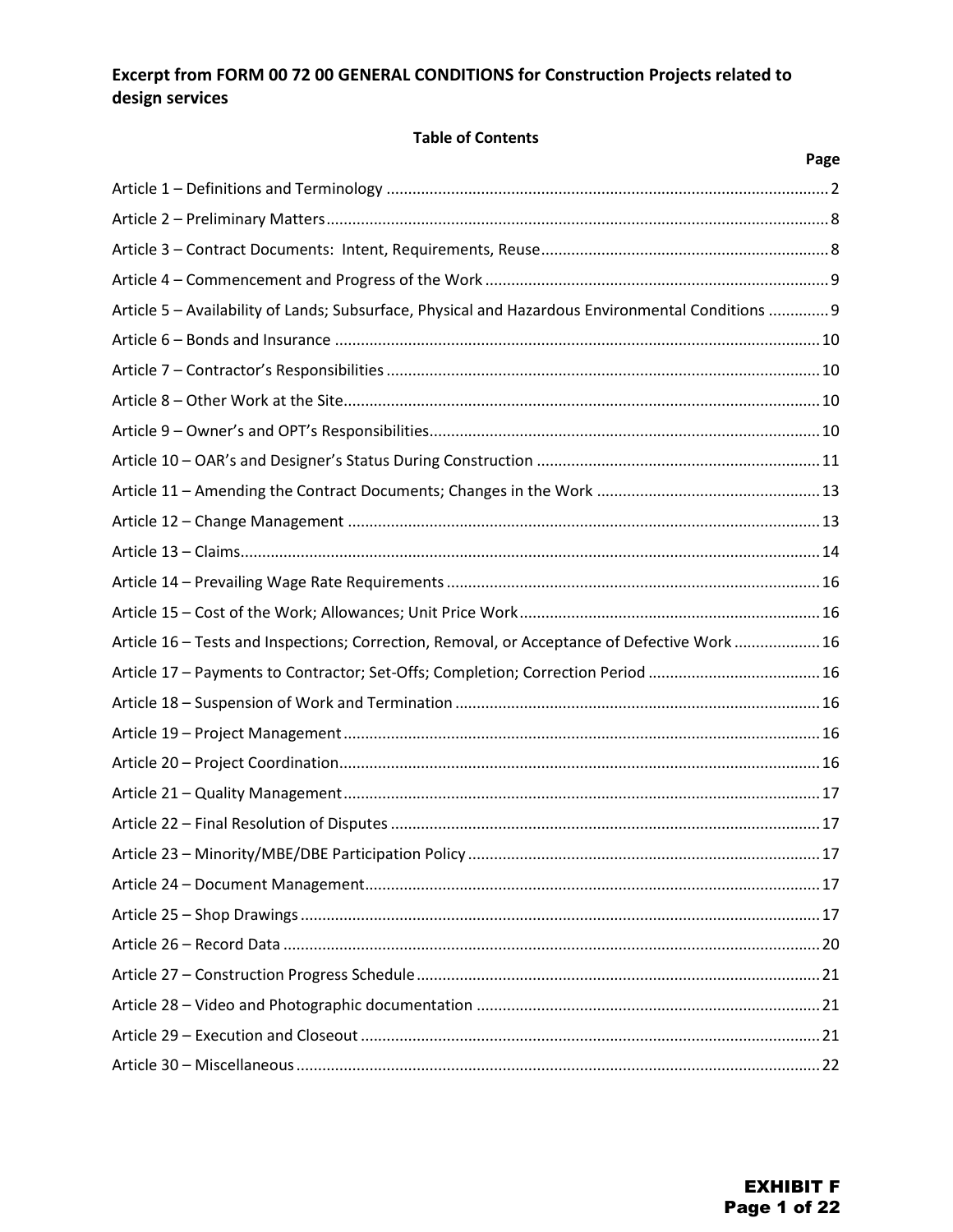**Excerpt from FORM 00 72 00 GENERAL CONDITIONS for Construction Projects related to design services**

**Table of Contents**

| | Page |
|---|---|
| Article 1 – Definitions and Terminology | 2 |
| Article 2 – Preliminary Matters | 8 |
| Article 3 – Contract Documents: Intent, Requirements, Reuse | 8 |
| Article 4 – Commencement and Progress of the Work | 9 |
| Article 5 – Availability of Lands; Subsurface, Physical and Hazardous Environmental Conditions | 9 |
| Article 6 – Bonds and Insurance | 10 |
| Article 7 – Contractor's Responsibilities | 10 |
| Article 8 – Other Work at the Site | 10 |
| Article 9 – Owner's and OPT's Responsibilities | 10 |
| Article 10 – OAR's and Designer's Status During Construction | 11 |
| Article 11 – Amending the Contract Documents; Changes in the Work | 13 |
| Article 12 – Change Management | 13 |
| Article 13 – Claims | 14 |
| Article 14 – Prevailing Wage Rate Requirements | 16 |
| Article 15 – Cost of the Work; Allowances; Unit Price Work | 16 |
| Article 16 – Tests and Inspections; Correction, Removal, or Acceptance of Defective Work | 16 |
| Article 17 – Payments to Contractor; Set-Offs; Completion; Correction Period | 16 |
| Article 18 – Suspension of Work and Termination | 16 |
| Article 19 – Project Management | 16 |
| Article 20 – Project Coordination | 16 |
| Article 21 – Quality Management | 17 |
| Article 22 – Final Resolution of Disputes | 17 |
| Article 23 – Minority/MBE/DBE Participation Policy | 17 |
| Article 24 – Document Management | 17 |
| Article 25 – Shop Drawings | 17 |
| Article 26 – Record Data | 20 |
| Article 27 – Construction Progress Schedule | 21 |
| Article 28 – Video and Photographic documentation | 21 |
| Article 29 – Execution and Closeout | 21 |
| Article 30 – Miscellaneous | 22 |

**EXHIBIT F**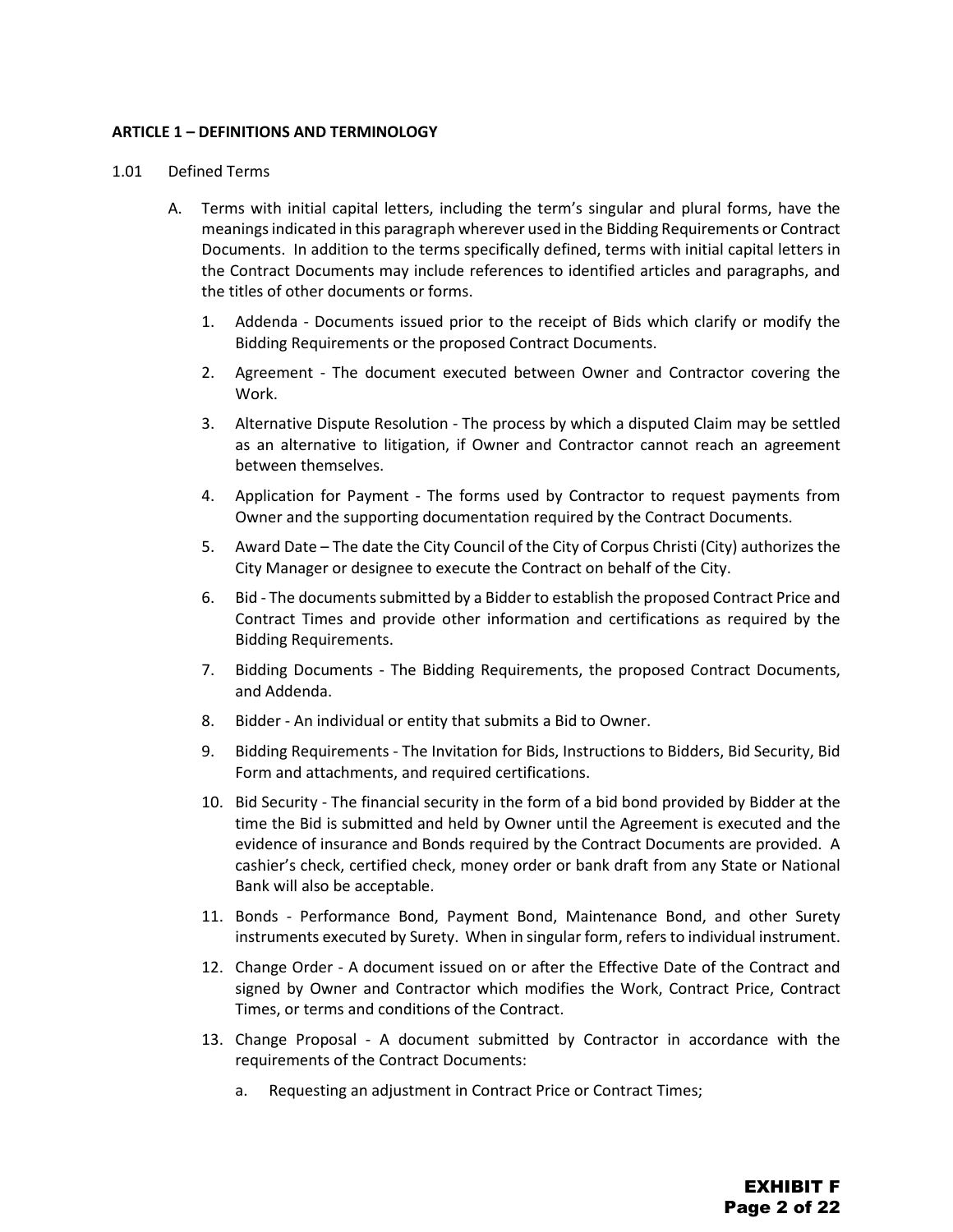**ARTICLE 1 – DEFINITIONS AND TERMINOLOGY**

1.01 Defined Terms

A. Terms with initial capital letters, including the term's singular and plural forms, have the meanings indicated in this paragraph wherever used in the Bidding Requirements or Contract Documents. In addition to the terms specifically defined, terms with initial capital letters in the Contract Documents may include references to identified articles and paragraphs, and the titles of other documents or forms.

1. Addenda - Documents issued prior to the receipt of Bids which clarify or modify the Bidding Requirements or the proposed Contract Documents.
2. Agreement - The document executed between Owner and Contractor covering the Work.
3. Alternative Dispute Resolution - The process by which a disputed Claim may be settled as an alternative to litigation, if Owner and Contractor cannot reach an agreement between themselves.
4. Application for Payment - The forms used by Contractor to request payments from Owner and the supporting documentation required by the Contract Documents.
5. Award Date – The date the City Council of the City of Corpus Christi (City) authorizes the City Manager or designee to execute the Contract on behalf of the City.
6. Bid - The documents submitted by a Bidder to establish the proposed Contract Price and Contract Times and provide other information and certifications as required by the Bidding Requirements.
7. Bidding Documents - The Bidding Requirements, the proposed Contract Documents, and Addenda.
8. Bidder - An individual or entity that submits a Bid to Owner.
9. Bidding Requirements - The Invitation for Bids, Instructions to Bidders, Bid Security, Bid Form and attachments, and required certifications.
10. Bid Security - The financial security in the form of a bid bond provided by Bidder at the time the Bid is submitted and held by Owner until the Agreement is executed and the evidence of insurance and Bonds required by the Contract Documents are provided. A cashier's check, certified check, money order or bank draft from any State or National Bank will also be acceptable.
11. Bonds - Performance Bond, Payment Bond, Maintenance Bond, and other Surety instruments executed by Surety. When in singular form, refers to individual instrument.
12. Change Order - A document issued on or after the Effective Date of the Contract and signed by Owner and Contractor which modifies the Work, Contract Price, Contract Times, or terms and conditions of the Contract.
13. Change Proposal - A document submitted by Contractor in accordance with the requirements of the Contract Documents:
    a. Requesting an adjustment in Contract Price or Contract Times;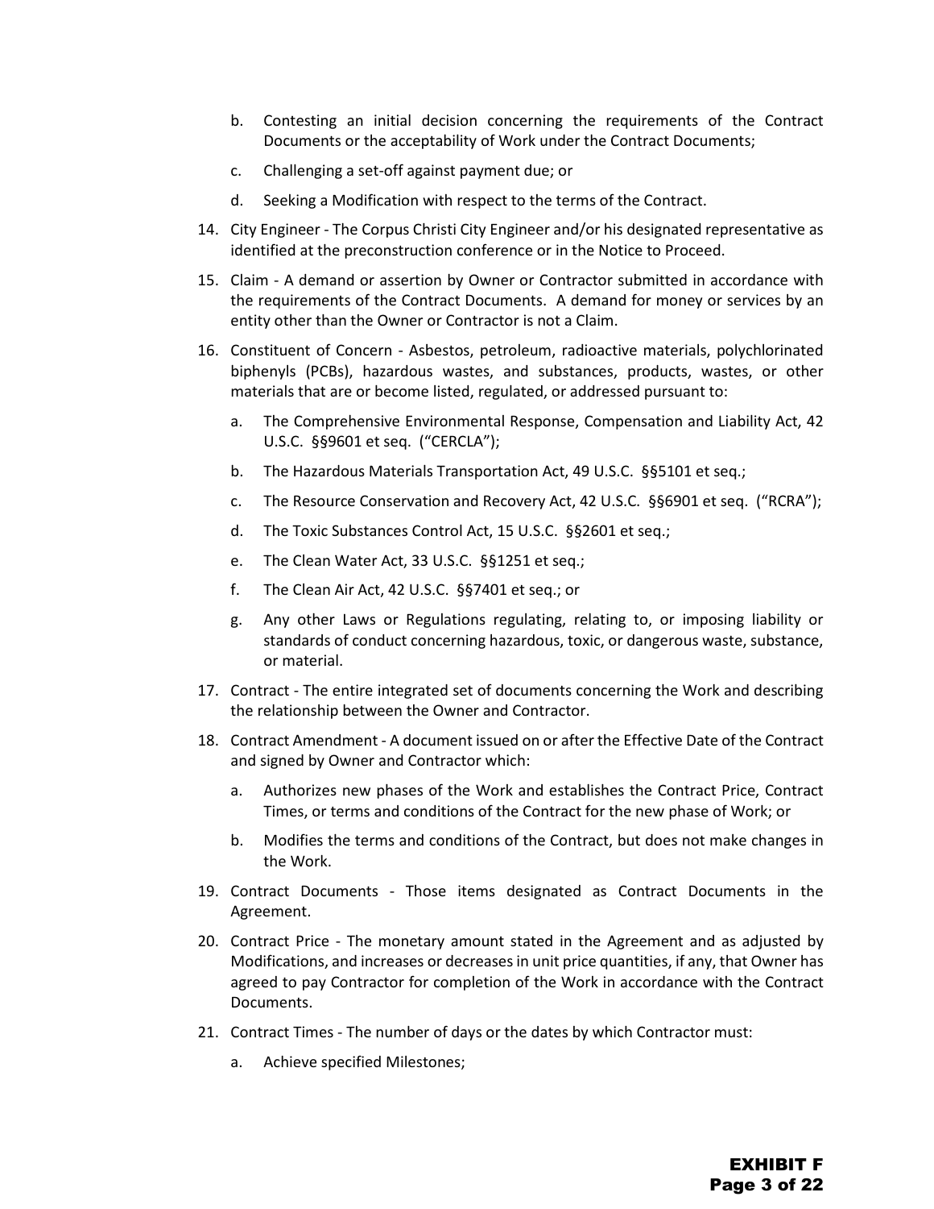b. Contesting an initial decision concerning the requirements of the Contract Documents or the acceptability of Work under the Contract Documents;

   c. Challenging a set-off against payment due; or

   d. Seeking a Modification with respect to the terms of the Contract.

14. City Engineer - The Corpus Christi City Engineer and/or his designated representative as identified at the preconstruction conference or in the Notice to Proceed.

15. Claim - A demand or assertion by Owner or Contractor submitted in accordance with the requirements of the Contract Documents. A demand for money or services by an entity other than the Owner or Contractor is not a Claim.

16. Constituent of Concern - Asbestos, petroleum, radioactive materials, polychlorinated biphenyls (PCBs), hazardous wastes, and substances, products, wastes, or other materials that are or become listed, regulated, or addressed pursuant to:

   a. The Comprehensive Environmental Response, Compensation and Liability Act, 42 U.S.C. §§9601 et seq. ("CERCLA");

   b. The Hazardous Materials Transportation Act, 49 U.S.C. §§5101 et seq.;

   c. The Resource Conservation and Recovery Act, 42 U.S.C. §§6901 et seq. ("RCRA");

   d. The Toxic Substances Control Act, 15 U.S.C. §§2601 et seq.;

   e. The Clean Water Act, 33 U.S.C. §§1251 et seq.;

   f. The Clean Air Act, 42 U.S.C. §§7401 et seq.; or

   g. Any other Laws or Regulations regulating, relating to, or imposing liability or standards of conduct concerning hazardous, toxic, or dangerous waste, substance, or material.

17. Contract - The entire integrated set of documents concerning the Work and describing the relationship between the Owner and Contractor.

18. Contract Amendment - A document issued on or after the Effective Date of the Contract and signed by Owner and Contractor which:

   a. Authorizes new phases of the Work and establishes the Contract Price, Contract Times, or terms and conditions of the Contract for the new phase of Work; or

   b. Modifies the terms and conditions of the Contract, but does not make changes in the Work.

19. Contract Documents - Those items designated as Contract Documents in the Agreement.

20. Contract Price - The monetary amount stated in the Agreement and as adjusted by Modifications, and increases or decreases in unit price quantities, if any, that Owner has agreed to pay Contractor for completion of the Work in accordance with the Contract Documents.

21. Contract Times - The number of days or the dates by which Contractor must:

   a. Achieve specified Milestones;

**EXHIBIT F**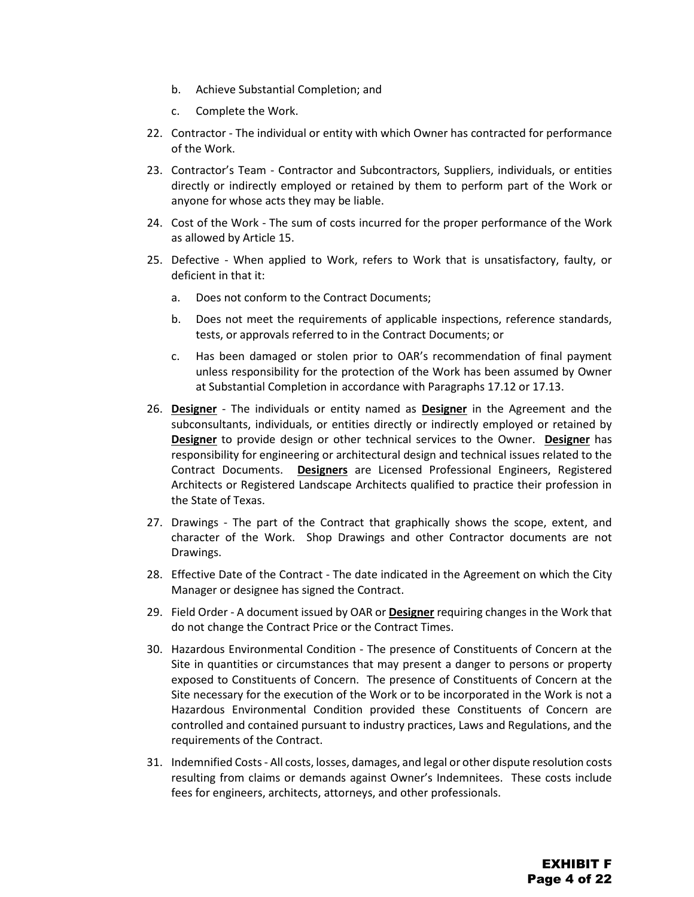b. Achieve Substantial Completion; and

c. Complete the Work.

22. Contractor - The individual or entity with which Owner has contracted for performance of the Work.

23. Contractor's Team - Contractor and Subcontractors, Suppliers, individuals, or entities directly or indirectly employed or retained by them to perform part of the Work or anyone for whose acts they may be liable.

24. Cost of the Work - The sum of costs incurred for the proper performance of the Work as allowed by Article 15.

25. Defective - When applied to Work, refers to Work that is unsatisfactory, faulty, or deficient in that it:

    a. Does not conform to the Contract Documents;

    b. Does not meet the requirements of applicable inspections, reference standards, tests, or approvals referred to in the Contract Documents; or

    c. Has been damaged or stolen prior to OAR's recommendation of final payment unless responsibility for the protection of the Work has been assumed by Owner at Substantial Completion in accordance with Paragraphs 17.12 or 17.13.

26. **Designer** - The individuals or entity named as **Designer** in the Agreement and the subconsultants, individuals, or entities directly or indirectly employed or retained by **Designer** to provide design or other technical services to the Owner. **Designer** has responsibility for engineering or architectural design and technical issues related to the Contract Documents. **Designers** are Licensed Professional Engineers, Registered Architects or Registered Landscape Architects qualified to practice their profession in the State of Texas.

27. Drawings - The part of the Contract that graphically shows the scope, extent, and character of the Work. Shop Drawings and other Contractor documents are not Drawings.

28. Effective Date of the Contract - The date indicated in the Agreement on which the City Manager or designee has signed the Contract.

29. Field Order - A document issued by OAR or **Designer** requiring changes in the Work that do not change the Contract Price or the Contract Times.

30. Hazardous Environmental Condition - The presence of Constituents of Concern at the Site in quantities or circumstances that may present a danger to persons or property exposed to Constituents of Concern. The presence of Constituents of Concern at the Site necessary for the execution of the Work or to be incorporated in the Work is not a Hazardous Environmental Condition provided these Constituents of Concern are controlled and contained pursuant to industry practices, Laws and Regulations, and the requirements of the Contract.

31. Indemnified Costs - All costs, losses, damages, and legal or other dispute resolution costs resulting from claims or demands against Owner's Indemnitees. These costs include fees for engineers, architects, attorneys, and other professionals.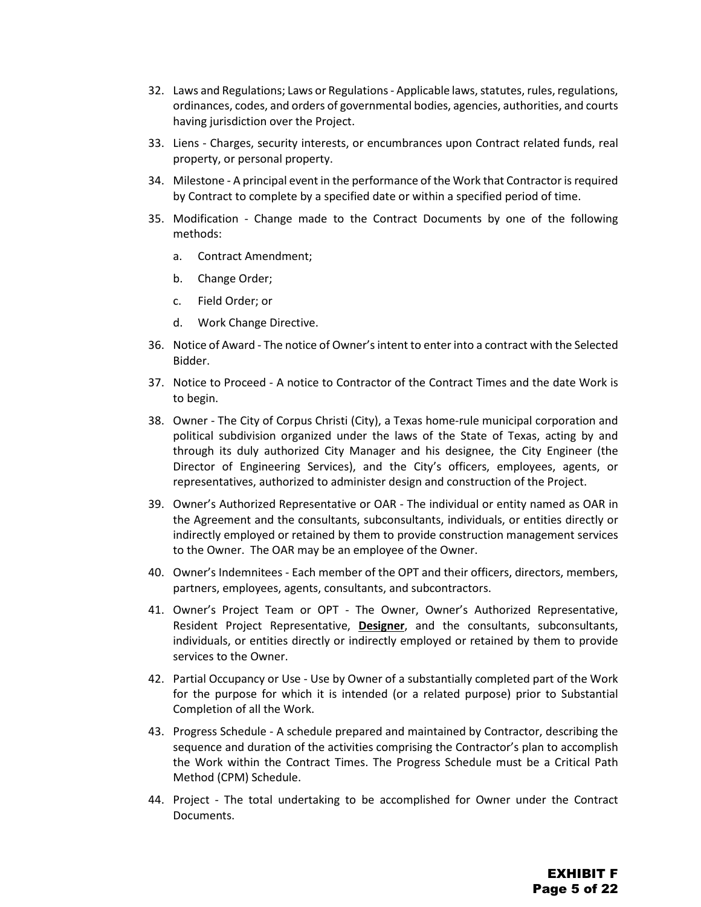32. Laws and Regulations; Laws or Regulations - Applicable laws, statutes, rules, regulations, ordinances, codes, and orders of governmental bodies, agencies, authorities, and courts having jurisdiction over the Project.

33. Liens - Charges, security interests, or encumbrances upon Contract related funds, real property, or personal property.

34. Milestone - A principal event in the performance of the Work that Contractor is required by Contract to complete by a specified date or within a specified period of time.

35. Modification - Change made to the Contract Documents by one of the following methods:

    a. Contract Amendment;

    b. Change Order;

    c. Field Order; or

    d. Work Change Directive.

36. Notice of Award - The notice of Owner's intent to enter into a contract with the Selected Bidder.

37. Notice to Proceed - A notice to Contractor of the Contract Times and the date Work is to begin.

38. Owner - The City of Corpus Christi (City), a Texas home-rule municipal corporation and political subdivision organized under the laws of the State of Texas, acting by and through its duly authorized City Manager and his designee, the City Engineer (the Director of Engineering Services), and the City's officers, employees, agents, or representatives, authorized to administer design and construction of the Project.

39. Owner's Authorized Representative or OAR - The individual or entity named as OAR in the Agreement and the consultants, subconsultants, individuals, or entities directly or indirectly employed or retained by them to provide construction management services to the Owner. The OAR may be an employee of the Owner.

40. Owner's Indemnitees - Each member of the OPT and their officers, directors, members, partners, employees, agents, consultants, and subcontractors.

41. Owner's Project Team or OPT - The Owner, Owner's Authorized Representative, Resident Project Representative, **Designer**, and the consultants, subconsultants, individuals, or entities directly or indirectly employed or retained by them to provide services to the Owner.

42. Partial Occupancy or Use - Use by Owner of a substantially completed part of the Work for the purpose for which it is intended (or a related purpose) prior to Substantial Completion of all the Work.

43. Progress Schedule - A schedule prepared and maintained by Contractor, describing the sequence and duration of the activities comprising the Contractor's plan to accomplish the Work within the Contract Times. The Progress Schedule must be a Critical Path Method (CPM) Schedule.

44. Project - The total undertaking to be accomplished for Owner under the Contract Documents.

**EXHIBIT F**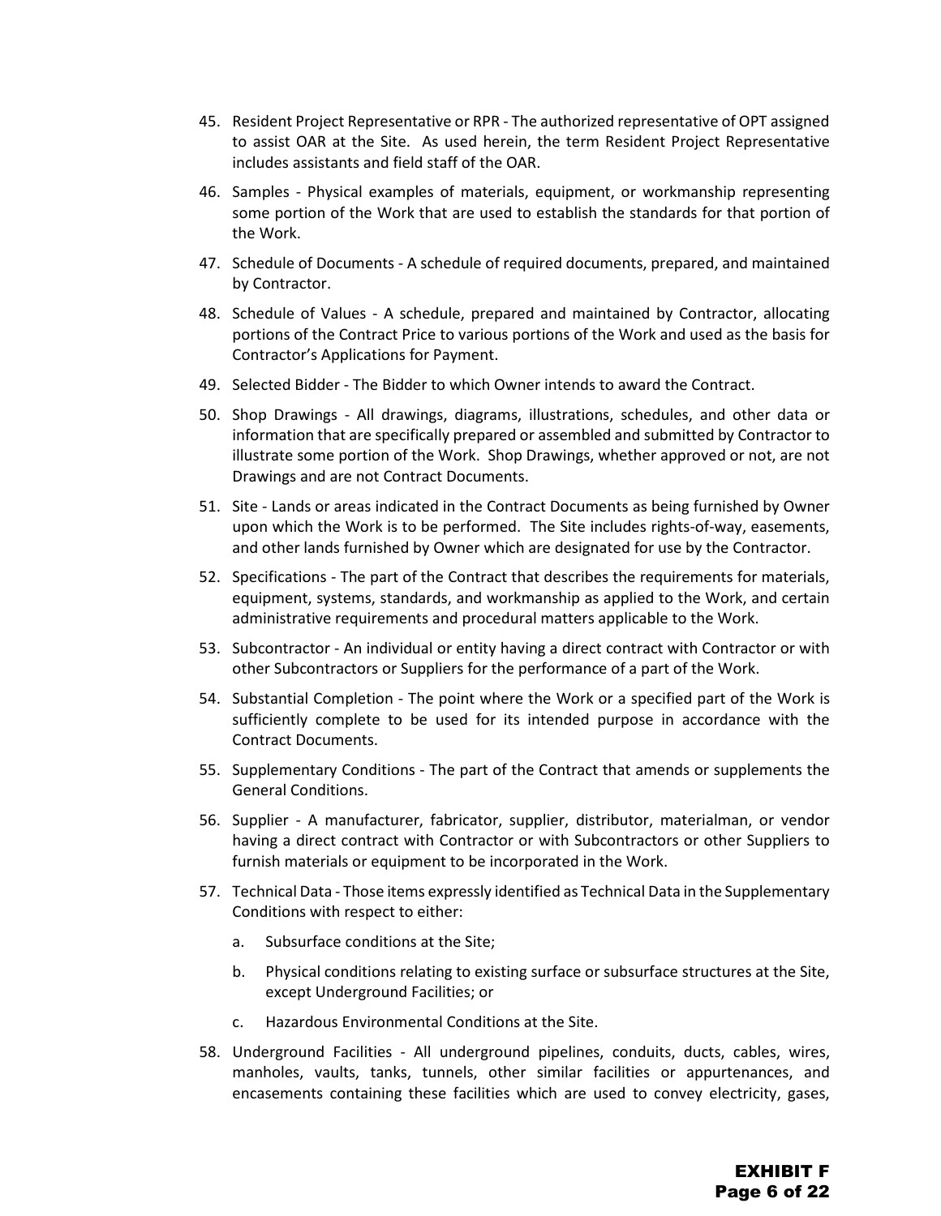45. Resident Project Representative or RPR - The authorized representative of OPT assigned to assist OAR at the Site. As used herein, the term Resident Project Representative includes assistants and field staff of the OAR.

46. Samples - Physical examples of materials, equipment, or workmanship representing some portion of the Work that are used to establish the standards for that portion of the Work.

47. Schedule of Documents - A schedule of required documents, prepared, and maintained by Contractor.

48. Schedule of Values - A schedule, prepared and maintained by Contractor, allocating portions of the Contract Price to various portions of the Work and used as the basis for Contractor's Applications for Payment.

49. Selected Bidder - The Bidder to which Owner intends to award the Contract.

50. Shop Drawings - All drawings, diagrams, illustrations, schedules, and other data or information that are specifically prepared or assembled and submitted by Contractor to illustrate some portion of the Work. Shop Drawings, whether approved or not, are not Drawings and are not Contract Documents.

51. Site - Lands or areas indicated in the Contract Documents as being furnished by Owner upon which the Work is to be performed. The Site includes rights-of-way, easements, and other lands furnished by Owner which are designated for use by the Contractor.

52. Specifications - The part of the Contract that describes the requirements for materials, equipment, systems, standards, and workmanship as applied to the Work, and certain administrative requirements and procedural matters applicable to the Work.

53. Subcontractor - An individual or entity having a direct contract with Contractor or with other Subcontractors or Suppliers for the performance of a part of the Work.

54. Substantial Completion - The point where the Work or a specified part of the Work is sufficiently complete to be used for its intended purpose in accordance with the Contract Documents.

55. Supplementary Conditions - The part of the Contract that amends or supplements the General Conditions.

56. Supplier - A manufacturer, fabricator, supplier, distributor, materialman, or vendor having a direct contract with Contractor or with Subcontractors or other Suppliers to furnish materials or equipment to be incorporated in the Work.

57. Technical Data - Those items expressly identified as Technical Data in the Supplementary Conditions with respect to either:

    a. Subsurface conditions at the Site;

    b. Physical conditions relating to existing surface or subsurface structures at the Site, except Underground Facilities; or

    c. Hazardous Environmental Conditions at the Site.

58. Underground Facilities - All underground pipelines, conduits, ducts, cables, wires, manholes, vaults, tanks, tunnels, other similar facilities or appurtenances, and encasements containing these facilities which are used to convey electricity, gases,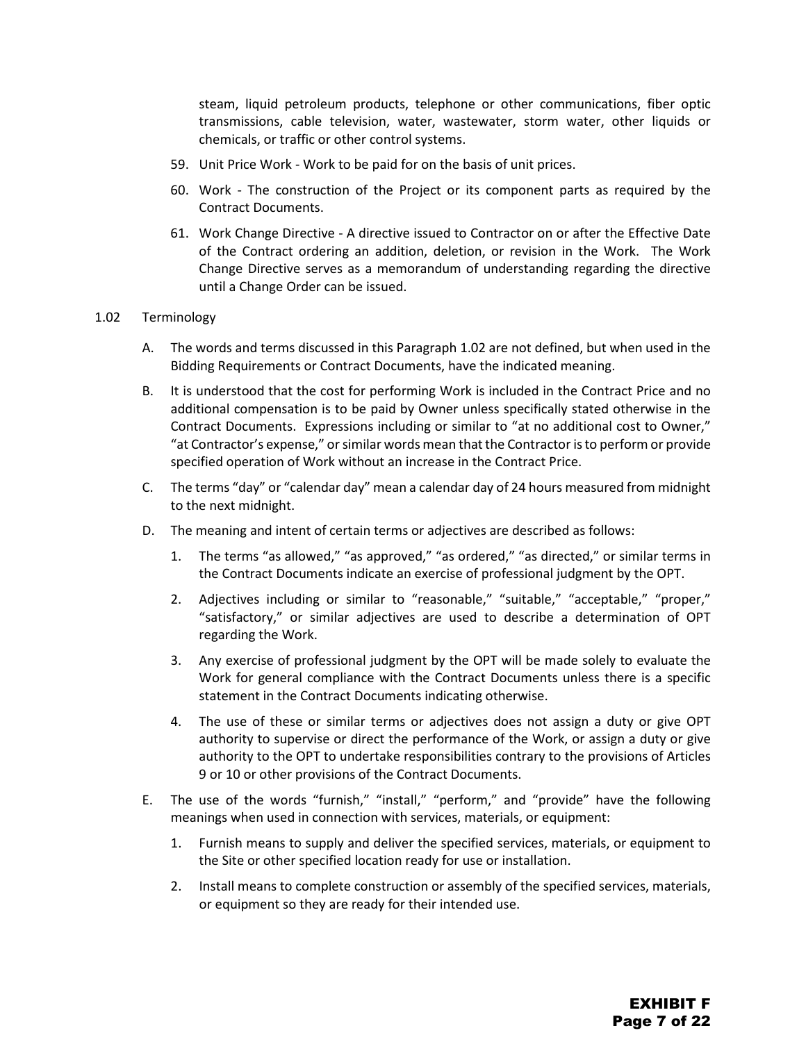steam, liquid petroleum products, telephone or other communications, fiber optic transmissions, cable television, water, wastewater, storm water, other liquids or chemicals, or traffic or other control systems.

59. Unit Price Work - Work to be paid for on the basis of unit prices.

60. Work - The construction of the Project or its component parts as required by the Contract Documents.

61. Work Change Directive - A directive issued to Contractor on or after the Effective Date of the Contract ordering an addition, deletion, or revision in the Work. The Work Change Directive serves as a memorandum of understanding regarding the directive until a Change Order can be issued.

1.02 Terminology

A. The words and terms discussed in this Paragraph 1.02 are not defined, but when used in the Bidding Requirements or Contract Documents, have the indicated meaning.

B. It is understood that the cost for performing Work is included in the Contract Price and no additional compensation is to be paid by Owner unless specifically stated otherwise in the Contract Documents. Expressions including or similar to "at no additional cost to Owner," "at Contractor's expense," or similar words mean that the Contractor is to perform or provide specified operation of Work without an increase in the Contract Price.

C. The terms "day" or "calendar day" mean a calendar day of 24 hours measured from midnight to the next midnight.

D. The meaning and intent of certain terms or adjectives are described as follows:

1. The terms "as allowed," "as approved," "as ordered," "as directed," or similar terms in the Contract Documents indicate an exercise of professional judgment by the OPT.

2. Adjectives including or similar to "reasonable," "suitable," "acceptable," "proper," "satisfactory," or similar adjectives are used to describe a determination of OPT regarding the Work.

3. Any exercise of professional judgment by the OPT will be made solely to evaluate the Work for general compliance with the Contract Documents unless there is a specific statement in the Contract Documents indicating otherwise.

4. The use of these or similar terms or adjectives does not assign a duty or give OPT authority to supervise or direct the performance of the Work, or assign a duty or give authority to the OPT to undertake responsibilities contrary to the provisions of Articles 9 or 10 or other provisions of the Contract Documents.

E. The use of the words "furnish," "install," "perform," and "provide" have the following meanings when used in connection with services, materials, or equipment:

1. Furnish means to supply and deliver the specified services, materials, or equipment to the Site or other specified location ready for use or installation.

2. Install means to complete construction or assembly of the specified services, materials, or equipment so they are ready for their intended use.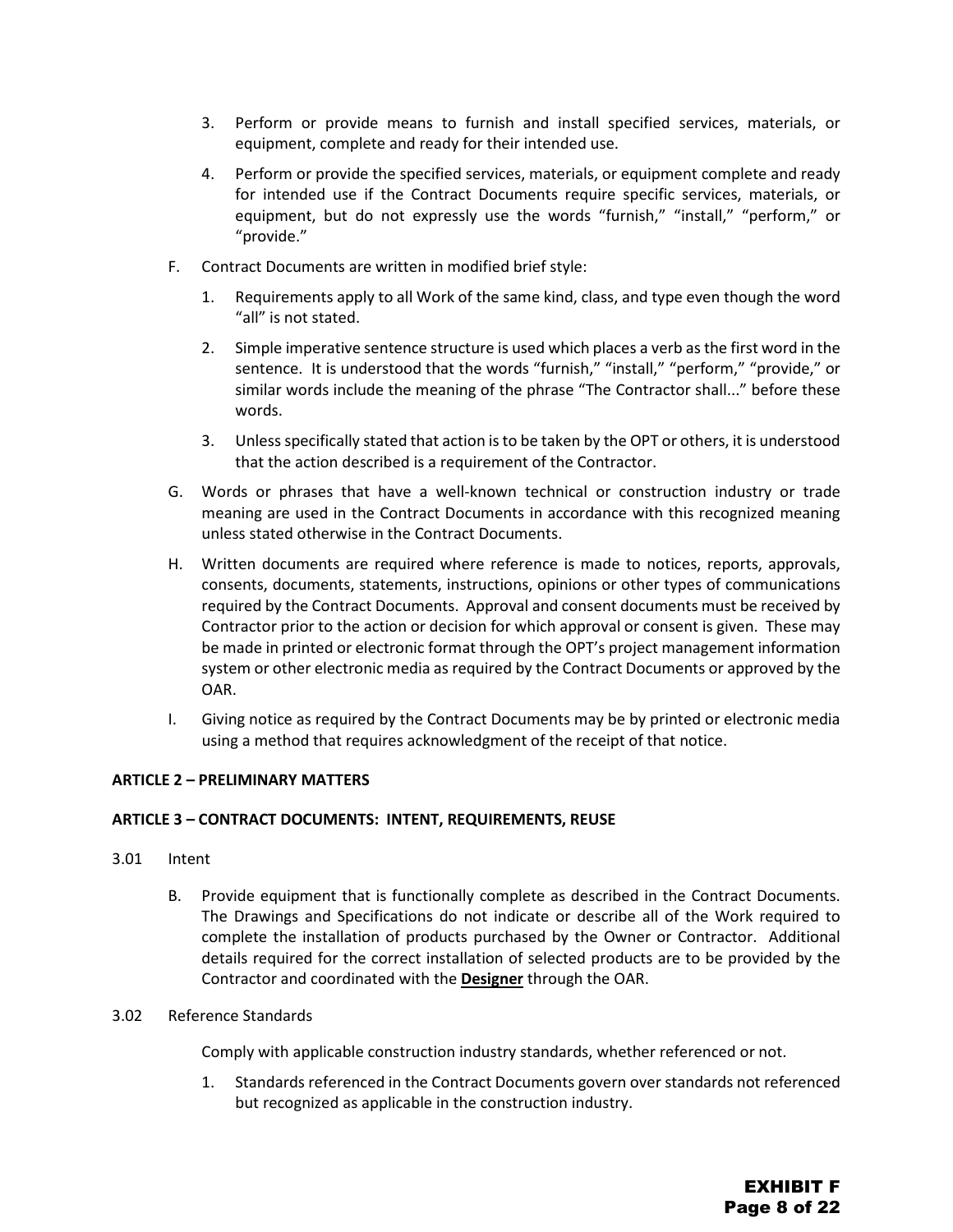3. Perform or provide means to furnish and install specified services, materials, or equipment, complete and ready for their intended use.

4. Perform or provide the specified services, materials, or equipment complete and ready for intended use if the Contract Documents require specific services, materials, or equipment, but do not expressly use the words "furnish," "install," "perform," or "provide."

F. Contract Documents are written in modified brief style:

1. Requirements apply to all Work of the same kind, class, and type even though the word "all" is not stated.

2. Simple imperative sentence structure is used which places a verb as the first word in the sentence. It is understood that the words "furnish," "install," "perform," "provide," or similar words include the meaning of the phrase "The Contractor shall..." before these words.

3. Unless specifically stated that action is to be taken by the OPT or others, it is understood that the action described is a requirement of the Contractor.

G. Words or phrases that have a well-known technical or construction industry or trade meaning are used in the Contract Documents in accordance with this recognized meaning unless stated otherwise in the Contract Documents.

H. Written documents are required where reference is made to notices, reports, approvals, consents, documents, statements, instructions, opinions or other types of communications required by the Contract Documents. Approval and consent documents must be received by Contractor prior to the action or decision for which approval or consent is given. These may be made in printed or electronic format through the OPT's project management information system or other electronic media as required by the Contract Documents or approved by the OAR.

I. Giving notice as required by the Contract Documents may be by printed or electronic media using a method that requires acknowledgment of the receipt of that notice.

**ARTICLE 2 – PRELIMINARY MATTERS**

**ARTICLE 3 – CONTRACT DOCUMENTS: INTENT, REQUIREMENTS, REUSE**

3.01 Intent

B. Provide equipment that is functionally complete as described in the Contract Documents. The Drawings and Specifications do not indicate or describe all of the Work required to complete the installation of products purchased by the Owner or Contractor. Additional details required for the correct installation of selected products are to be provided by the Contractor and coordinated with the **Designer** through the OAR.

3.02 Reference Standards

Comply with applicable construction industry standards, whether referenced or not.

1. Standards referenced in the Contract Documents govern over standards not referenced but recognized as applicable in the construction industry.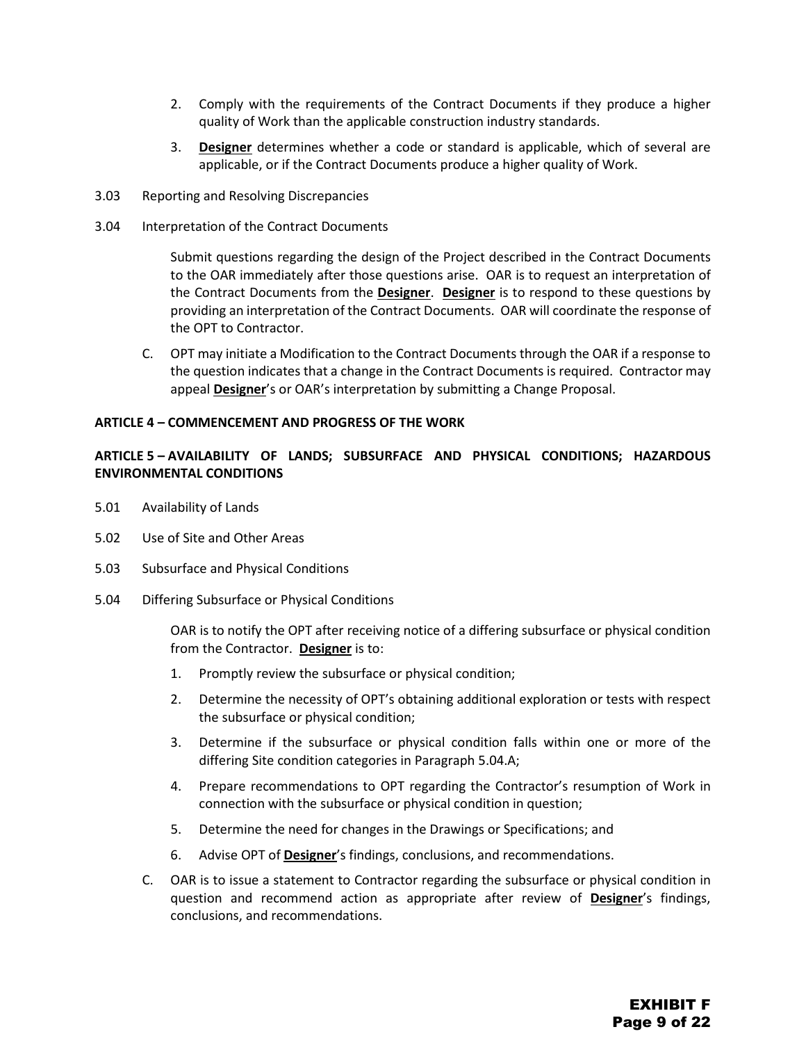2. Comply with the requirements of the Contract Documents if they produce a higher quality of Work than the applicable construction industry standards.

3. **Designer** determines whether a code or standard is applicable, which of several are applicable, or if the Contract Documents produce a higher quality of Work.

3.03 Reporting and Resolving Discrepancies

3.04 Interpretation of the Contract Documents

Submit questions regarding the design of the Project described in the Contract Documents to the OAR immediately after those questions arise. OAR is to request an interpretation of the Contract Documents from the **Designer**. **Designer** is to respond to these questions by providing an interpretation of the Contract Documents. OAR will coordinate the response of the OPT to Contractor.

C. OPT may initiate a Modification to the Contract Documents through the OAR if a response to the question indicates that a change in the Contract Documents is required. Contractor may appeal **Designer**'s or OAR's interpretation by submitting a Change Proposal.

**ARTICLE 4 – COMMENCEMENT AND PROGRESS OF THE WORK**

**ARTICLE 5 – AVAILABILITY OF LANDS; SUBSURFACE AND PHYSICAL CONDITIONS; HAZARDOUS ENVIRONMENTAL CONDITIONS**

5.01 Availability of Lands

5.02 Use of Site and Other Areas

5.03 Subsurface and Physical Conditions

5.04 Differing Subsurface or Physical Conditions

OAR is to notify the OPT after receiving notice of a differing subsurface or physical condition from the Contractor. **Designer** is to:

1. Promptly review the subsurface or physical condition;

2. Determine the necessity of OPT's obtaining additional exploration or tests with respect the subsurface or physical condition;

3. Determine if the subsurface or physical condition falls within one or more of the differing Site condition categories in Paragraph 5.04.A;

4. Prepare recommendations to OPT regarding the Contractor's resumption of Work in connection with the subsurface or physical condition in question;

5. Determine the need for changes in the Drawings or Specifications; and

6. Advise OPT of **Designer**'s findings, conclusions, and recommendations.

C. OAR is to issue a statement to Contractor regarding the subsurface or physical condition in question and recommend action as appropriate after review of **Designer**'s findings, conclusions, and recommendations.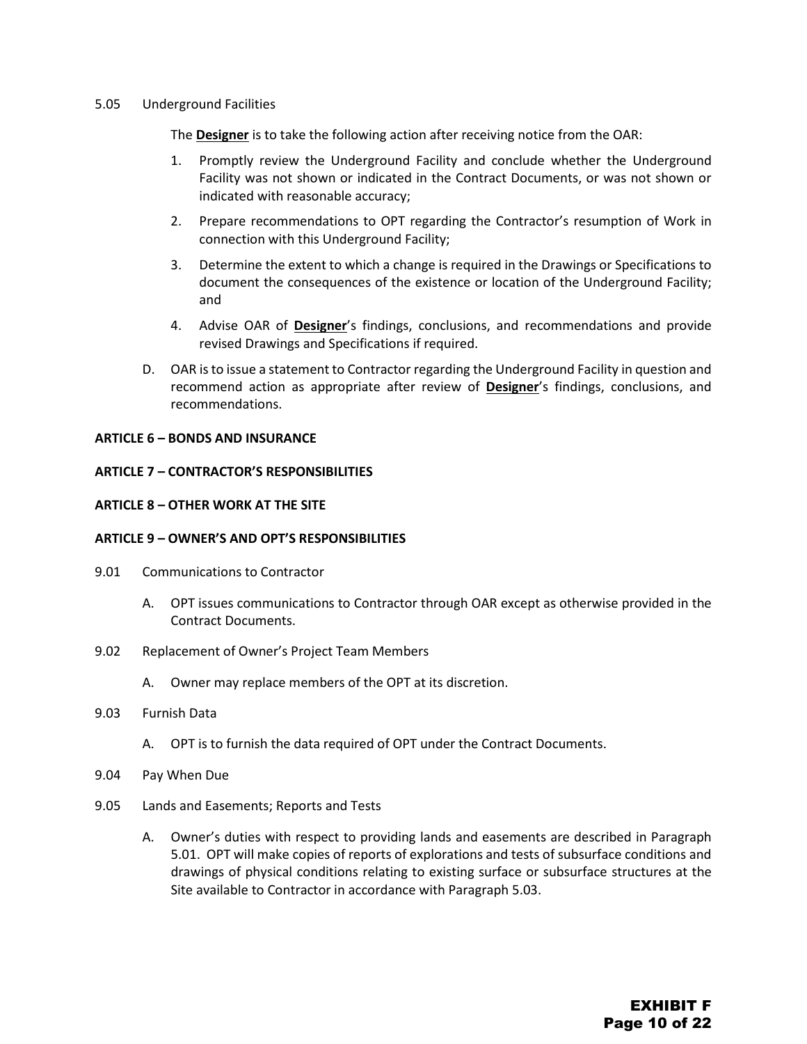5.05 Underground Facilities

The **Designer** is to take the following action after receiving notice from the OAR:

1. Promptly review the Underground Facility and conclude whether the Underground Facility was not shown or indicated in the Contract Documents, or was not shown or indicated with reasonable accuracy;
2. Prepare recommendations to OPT regarding the Contractor's resumption of Work in connection with this Underground Facility;
3. Determine the extent to which a change is required in the Drawings or Specifications to document the consequences of the existence or location of the Underground Facility; and
4. Advise OAR of **Designer**'s findings, conclusions, and recommendations and provide revised Drawings and Specifications if required.

D. OAR is to issue a statement to Contractor regarding the Underground Facility in question and recommend action as appropriate after review of **Designer**'s findings, conclusions, and recommendations.

**ARTICLE 6 – BONDS AND INSURANCE**

**ARTICLE 7 – CONTRACTOR'S RESPONSIBILITIES**

**ARTICLE 8 – OTHER WORK AT THE SITE**

**ARTICLE 9 – OWNER'S AND OPT'S RESPONSIBILITIES**

9.01 Communications to Contractor

A. OPT issues communications to Contractor through OAR except as otherwise provided in the Contract Documents.

9.02 Replacement of Owner's Project Team Members

A. Owner may replace members of the OPT at its discretion.

9.03 Furnish Data

A. OPT is to furnish the data required of OPT under the Contract Documents.

9.04 Pay When Due

9.05 Lands and Easements; Reports and Tests

A. Owner's duties with respect to providing lands and easements are described in Paragraph 5.01. OPT will make copies of reports of explorations and tests of subsurface conditions and drawings of physical conditions relating to existing surface or subsurface structures at the Site available to Contractor in accordance with Paragraph 5.03.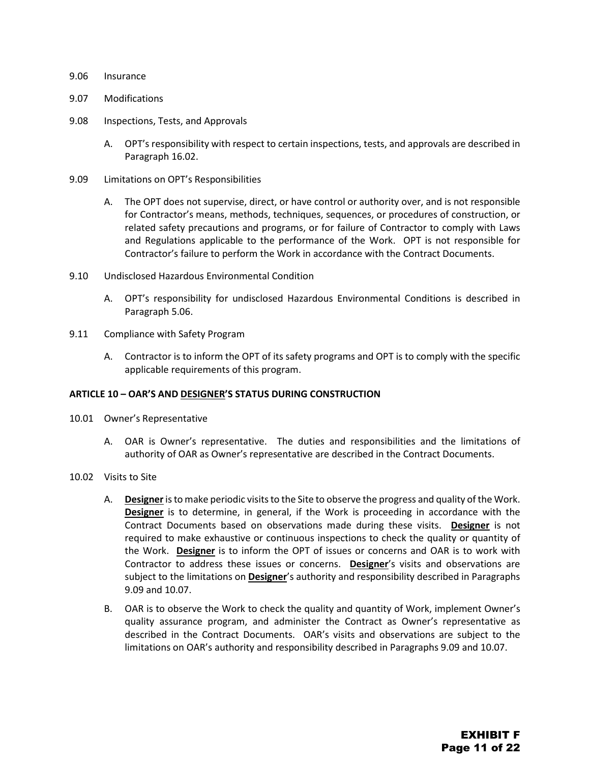9.06 Insurance

9.07 Modifications

9.08 Inspections, Tests, and Approvals

A. OPT's responsibility with respect to certain inspections, tests, and approvals are described in Paragraph 16.02.

9.09 Limitations on OPT's Responsibilities

A. The OPT does not supervise, direct, or have control or authority over, and is not responsible for Contractor's means, methods, techniques, sequences, or procedures of construction, or related safety precautions and programs, or for failure of Contractor to comply with Laws and Regulations applicable to the performance of the Work. OPT is not responsible for Contractor's failure to perform the Work in accordance with the Contract Documents.

9.10 Undisclosed Hazardous Environmental Condition

A. OPT's responsibility for undisclosed Hazardous Environmental Conditions is described in Paragraph 5.06.

9.11 Compliance with Safety Program

A. Contractor is to inform the OPT of its safety programs and OPT is to comply with the specific applicable requirements of this program.

**ARTICLE 10 – OAR'S AND <u>DESIGNER</u>'S STATUS DURING CONSTRUCTION**

10.01 Owner's Representative

A. OAR is Owner's representative. The duties and responsibilities and the limitations of authority of OAR as Owner's representative are described in the Contract Documents.

10.02 Visits to Site

A. **<u>Designer</u>** is to make periodic visits to the Site to observe the progress and quality of the Work. **<u>Designer</u>** is to determine, in general, if the Work is proceeding in accordance with the Contract Documents based on observations made during these visits. **<u>Designer</u>** is not required to make exhaustive or continuous inspections to check the quality or quantity of the Work. **<u>Designer</u>** is to inform the OPT of issues or concerns and OAR is to work with Contractor to address these issues or concerns. **<u>Designer</u>**'s visits and observations are subject to the limitations on **<u>Designer</u>**'s authority and responsibility described in Paragraphs 9.09 and 10.07.

B. OAR is to observe the Work to check the quality and quantity of Work, implement Owner's quality assurance program, and administer the Contract as Owner's representative as described in the Contract Documents. OAR's visits and observations are subject to the limitations on OAR's authority and responsibility described in Paragraphs 9.09 and 10.07.

**EXHIBIT F**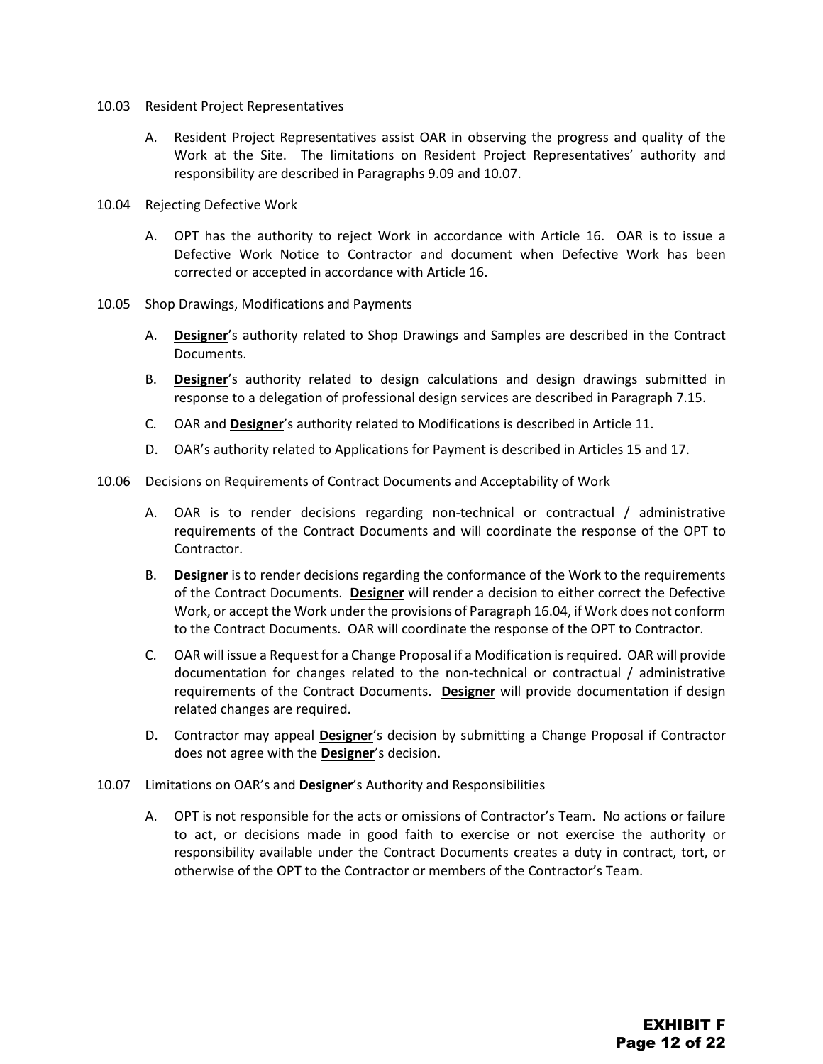10.03 Resident Project Representatives

A. Resident Project Representatives assist OAR in observing the progress and quality of the Work at the Site. The limitations on Resident Project Representatives' authority and responsibility are described in Paragraphs 9.09 and 10.07.

10.04 Rejecting Defective Work

A. OPT has the authority to reject Work in accordance with Article 16. OAR is to issue a Defective Work Notice to Contractor and document when Defective Work has been corrected or accepted in accordance with Article 16.

10.05 Shop Drawings, Modifications and Payments

A. **Designer**'s authority related to Shop Drawings and Samples are described in the Contract Documents.

B. **Designer**'s authority related to design calculations and design drawings submitted in response to a delegation of professional design services are described in Paragraph 7.15.

C. OAR and **Designer**'s authority related to Modifications is described in Article 11.

D. OAR's authority related to Applications for Payment is described in Articles 15 and 17.

10.06 Decisions on Requirements of Contract Documents and Acceptability of Work

A. OAR is to render decisions regarding non-technical or contractual / administrative requirements of the Contract Documents and will coordinate the response of the OPT to Contractor.

B. **Designer** is to render decisions regarding the conformance of the Work to the requirements of the Contract Documents. **Designer** will render a decision to either correct the Defective Work, or accept the Work under the provisions of Paragraph 16.04, if Work does not conform to the Contract Documents. OAR will coordinate the response of the OPT to Contractor.

C. OAR will issue a Request for a Change Proposal if a Modification is required. OAR will provide documentation for changes related to the non-technical or contractual / administrative requirements of the Contract Documents. **Designer** will provide documentation if design related changes are required.

D. Contractor may appeal **Designer**'s decision by submitting a Change Proposal if Contractor does not agree with the **Designer**'s decision.

10.07 Limitations on OAR's and **Designer**'s Authority and Responsibilities

A. OPT is not responsible for the acts or omissions of Contractor's Team. No actions or failure to act, or decisions made in good faith to exercise or not exercise the authority or responsibility available under the Contract Documents creates a duty in contract, tort, or otherwise of the OPT to the Contractor or members of the Contractor's Team.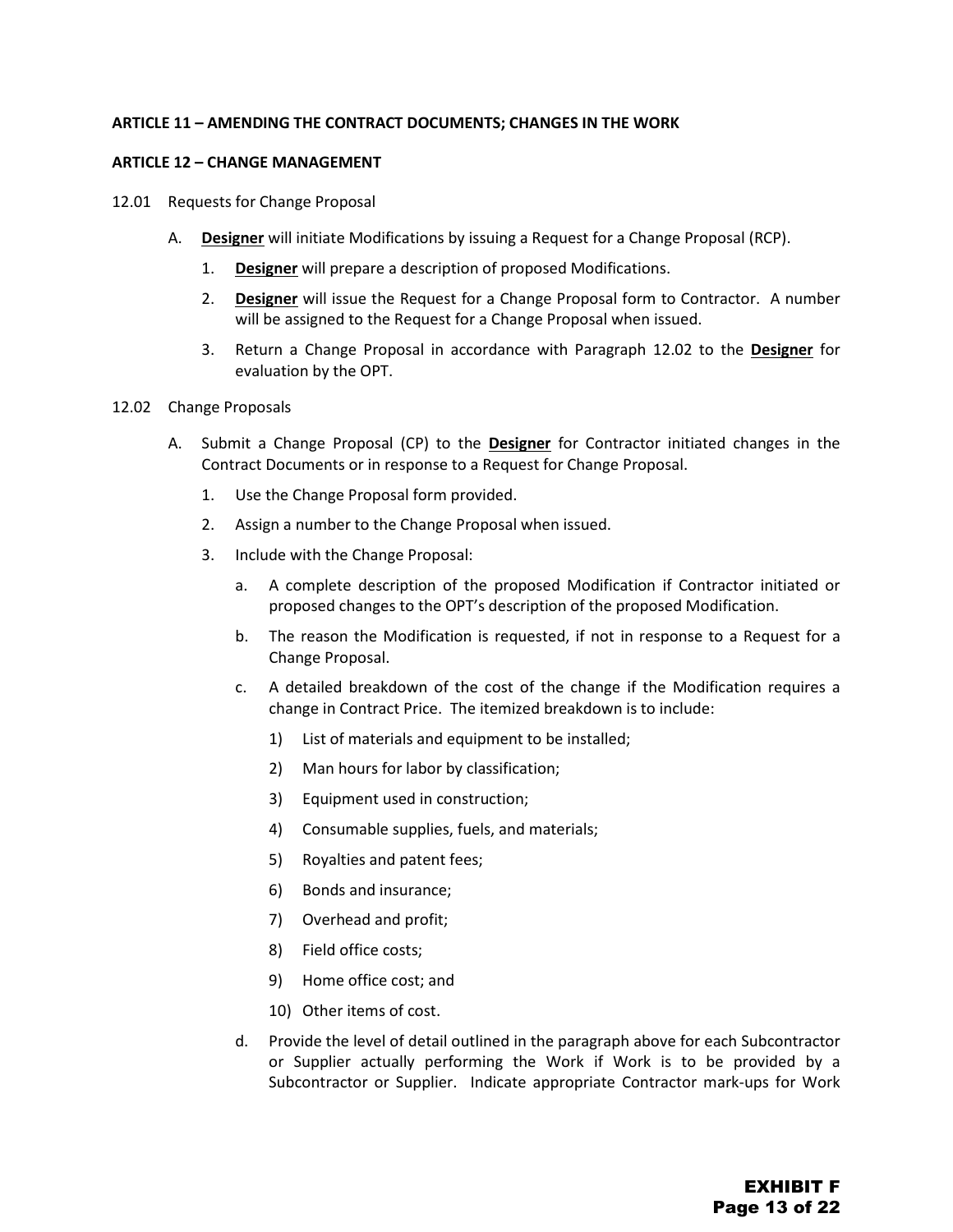**ARTICLE 11 – AMENDING THE CONTRACT DOCUMENTS; CHANGES IN THE WORK**

**ARTICLE 12 – CHANGE MANAGEMENT**

12.01 Requests for Change Proposal

A. **Designer** will initiate Modifications by issuing a Request for a Change Proposal (RCP).

1. **Designer** will prepare a description of proposed Modifications.
2. **Designer** will issue the Request for a Change Proposal form to Contractor. A number will be assigned to the Request for a Change Proposal when issued.
3. Return a Change Proposal in accordance with Paragraph 12.02 to the **Designer** for evaluation by the OPT.

12.02 Change Proposals

A. Submit a Change Proposal (CP) to the **Designer** for Contractor initiated changes in the Contract Documents or in response to a Request for Change Proposal.

1. Use the Change Proposal form provided.
2. Assign a number to the Change Proposal when issued.
3. Include with the Change Proposal:
   a. A complete description of the proposed Modification if Contractor initiated or proposed changes to the OPT's description of the proposed Modification.
   b. The reason the Modification is requested, if not in response to a Request for a Change Proposal.
   c. A detailed breakdown of the cost of the change if the Modification requires a change in Contract Price. The itemized breakdown is to include:
      1) List of materials and equipment to be installed;
      2) Man hours for labor by classification;
      3) Equipment used in construction;
      4) Consumable supplies, fuels, and materials;
      5) Royalties and patent fees;
      6) Bonds and insurance;
      7) Overhead and profit;
      8) Field office costs;
      9) Home office cost; and
      10) Other items of cost.
   d. Provide the level of detail outlined in the paragraph above for each Subcontractor or Supplier actually performing the Work if Work is to be provided by a Subcontractor or Supplier. Indicate appropriate Contractor mark-ups for Work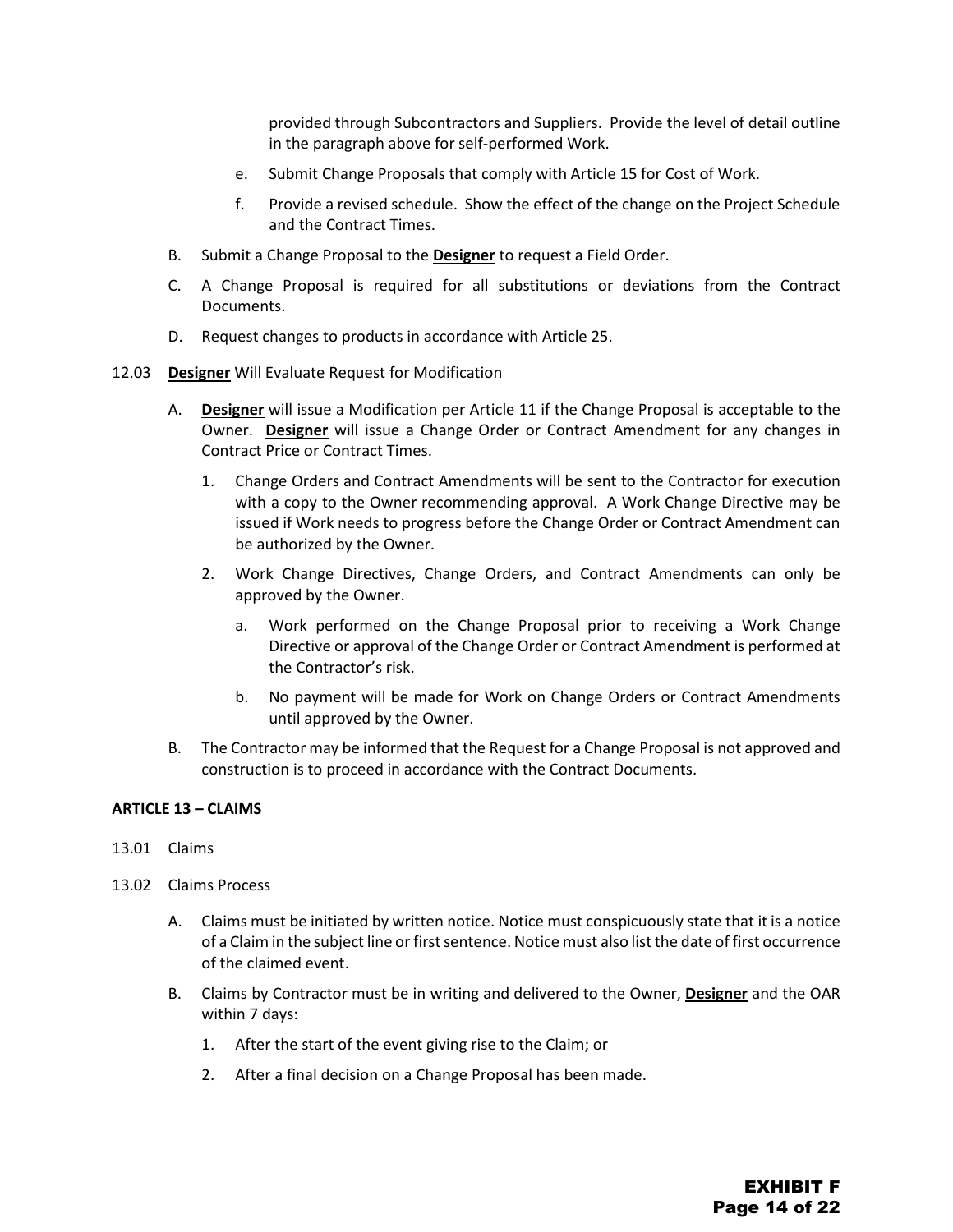provided through Subcontractors and Suppliers. Provide the level of detail outline in the paragraph above for self-performed Work.

e. Submit Change Proposals that comply with Article 15 for Cost of Work.

f. Provide a revised schedule. Show the effect of the change on the Project Schedule and the Contract Times.

B. Submit a Change Proposal to the **Designer** to request a Field Order.

C. A Change Proposal is required for all substitutions or deviations from the Contract Documents.

D. Request changes to products in accordance with Article 25.

12.03 **Designer** Will Evaluate Request for Modification

A. **Designer** will issue a Modification per Article 11 if the Change Proposal is acceptable to the Owner. **Designer** will issue a Change Order or Contract Amendment for any changes in Contract Price or Contract Times.

1. Change Orders and Contract Amendments will be sent to the Contractor for execution with a copy to the Owner recommending approval. A Work Change Directive may be issued if Work needs to progress before the Change Order or Contract Amendment can be authorized by the Owner.

2. Work Change Directives, Change Orders, and Contract Amendments can only be approved by the Owner.

   a. Work performed on the Change Proposal prior to receiving a Work Change Directive or approval of the Change Order or Contract Amendment is performed at the Contractor's risk.

   b. No payment will be made for Work on Change Orders or Contract Amendments until approved by the Owner.

B. The Contractor may be informed that the Request for a Change Proposal is not approved and construction is to proceed in accordance with the Contract Documents.

**ARTICLE 13 – CLAIMS**

13.01 Claims

13.02 Claims Process

A. Claims must be initiated by written notice. Notice must conspicuously state that it is a notice of a Claim in the subject line or first sentence. Notice must also list the date of first occurrence of the claimed event.

B. Claims by Contractor must be in writing and delivered to the Owner, **Designer** and the OAR within 7 days:

1. After the start of the event giving rise to the Claim; or

2. After a final decision on a Change Proposal has been made.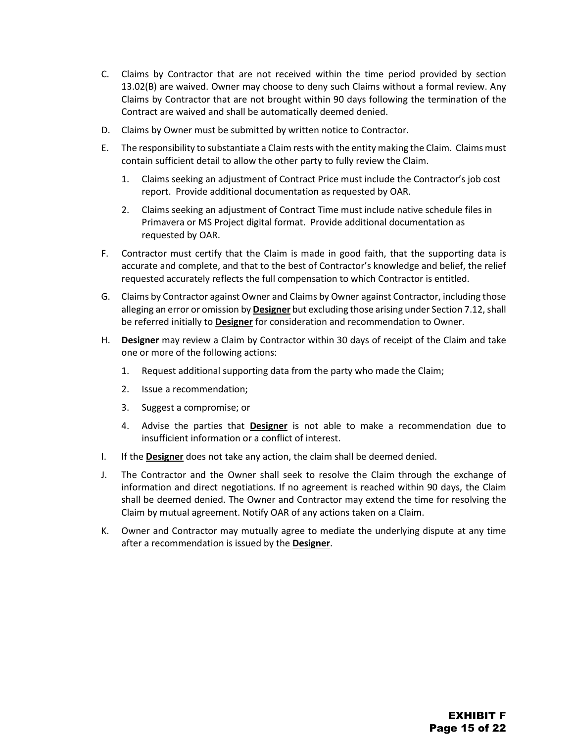C. Claims by Contractor that are not received within the time period provided by section 13.02(B) are waived. Owner may choose to deny such Claims without a formal review. Any Claims by Contractor that are not brought within 90 days following the termination of the Contract are waived and shall be automatically deemed denied.

D. Claims by Owner must be submitted by written notice to Contractor.

E. The responsibility to substantiate a Claim rests with the entity making the Claim. Claims must contain sufficient detail to allow the other party to fully review the Claim.

   1. Claims seeking an adjustment of Contract Price must include the Contractor's job cost report. Provide additional documentation as requested by OAR.

   2. Claims seeking an adjustment of Contract Time must include native schedule files in Primavera or MS Project digital format. Provide additional documentation as requested by OAR.

F. Contractor must certify that the Claim is made in good faith, that the supporting data is accurate and complete, and that to the best of Contractor's knowledge and belief, the relief requested accurately reflects the full compensation to which Contractor is entitled.

G. Claims by Contractor against Owner and Claims by Owner against Contractor, including those alleging an error or omission by **Designer** but excluding those arising under Section 7.12, shall be referred initially to **Designer** for consideration and recommendation to Owner.

H. **Designer** may review a Claim by Contractor within 30 days of receipt of the Claim and take one or more of the following actions:

   1. Request additional supporting data from the party who made the Claim;

   2. Issue a recommendation;

   3. Suggest a compromise; or

   4. Advise the parties that **Designer** is not able to make a recommendation due to insufficient information or a conflict of interest.

I. If the **Designer** does not take any action, the claim shall be deemed denied.

J. The Contractor and the Owner shall seek to resolve the Claim through the exchange of information and direct negotiations. If no agreement is reached within 90 days, the Claim shall be deemed denied. The Owner and Contractor may extend the time for resolving the Claim by mutual agreement. Notify OAR of any actions taken on a Claim.

K. Owner and Contractor may mutually agree to mediate the underlying dispute at any time after a recommendation is issued by the **Designer**.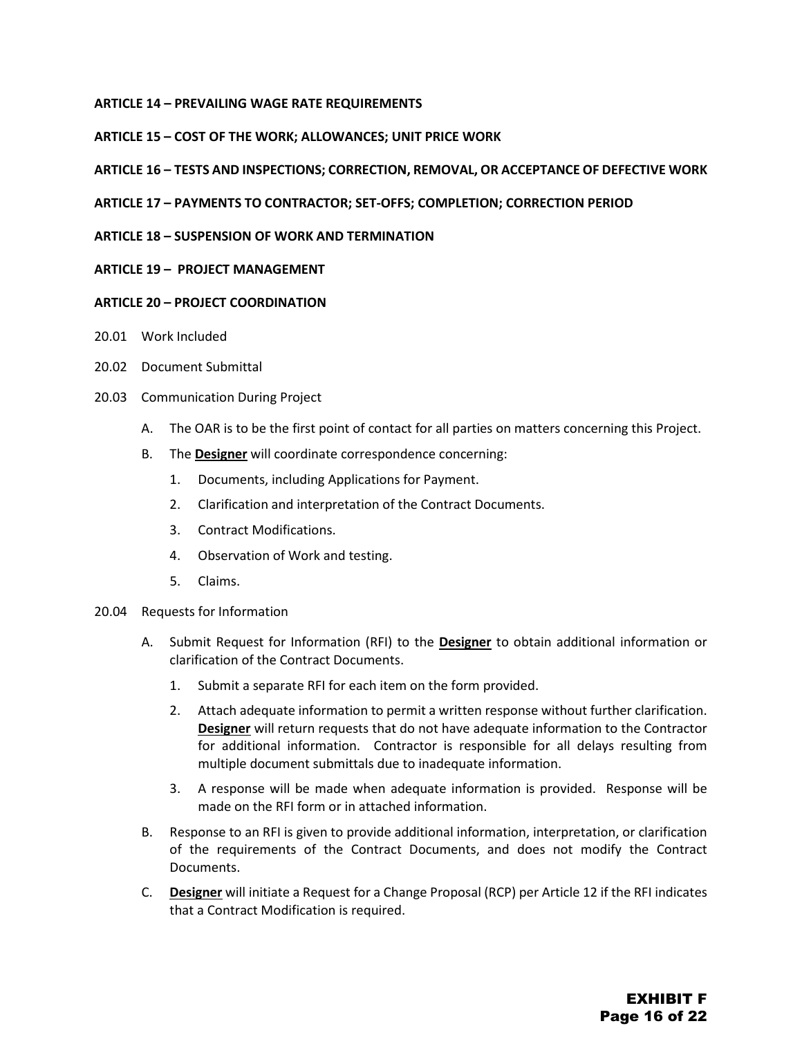**ARTICLE 14 – PREVAILING WAGE RATE REQUIREMENTS**

**ARTICLE 15 – COST OF THE WORK; ALLOWANCES; UNIT PRICE WORK**

**ARTICLE 16 – TESTS AND INSPECTIONS; CORRECTION, REMOVAL, OR ACCEPTANCE OF DEFECTIVE WORK**

**ARTICLE 17 – PAYMENTS TO CONTRACTOR; SET-OFFS; COMPLETION; CORRECTION PERIOD**

**ARTICLE 18 – SUSPENSION OF WORK AND TERMINATION**

**ARTICLE 19 – PROJECT MANAGEMENT**

**ARTICLE 20 – PROJECT COORDINATION**

20.01 Work Included

20.02 Document Submittal

20.03 Communication During Project

A. The OAR is to be the first point of contact for all parties on matters concerning this Project.

B. The **Designer** will coordinate correspondence concerning:

1. Documents, including Applications for Payment.
2. Clarification and interpretation of the Contract Documents.
3. Contract Modifications.
4. Observation of Work and testing.
5. Claims.

20.04 Requests for Information

A. Submit Request for Information (RFI) to the **Designer** to obtain additional information or clarification of the Contract Documents.

1. Submit a separate RFI for each item on the form provided.
2. Attach adequate information to permit a written response without further clarification. **Designer** will return requests that do not have adequate information to the Contractor for additional information. Contractor is responsible for all delays resulting from multiple document submittals due to inadequate information.
3. A response will be made when adequate information is provided. Response will be made on the RFI form or in attached information.

B. Response to an RFI is given to provide additional information, interpretation, or clarification of the requirements of the Contract Documents, and does not modify the Contract Documents.

C. **Designer** will initiate a Request for a Change Proposal (RCP) per Article 12 if the RFI indicates that a Contract Modification is required.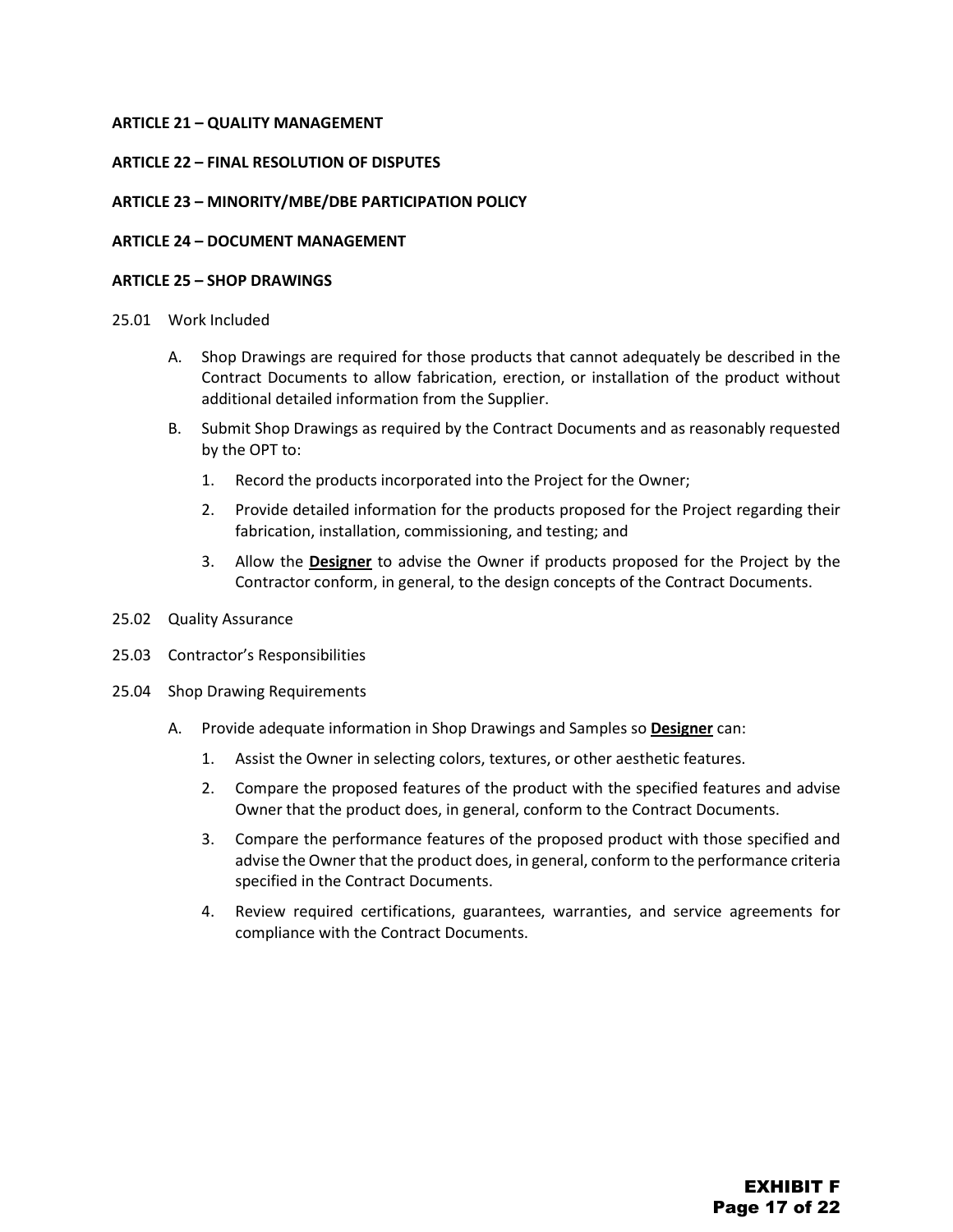**ARTICLE 21 – QUALITY MANAGEMENT**

**ARTICLE 22 – FINAL RESOLUTION OF DISPUTES**

**ARTICLE 23 – MINORITY/MBE/DBE PARTICIPATION POLICY**

**ARTICLE 24 – DOCUMENT MANAGEMENT**

**ARTICLE 25 – SHOP DRAWINGS**

25.01 Work Included

A. Shop Drawings are required for those products that cannot adequately be described in the Contract Documents to allow fabrication, erection, or installation of the product without additional detailed information from the Supplier.

B. Submit Shop Drawings as required by the Contract Documents and as reasonably requested by the OPT to:

1. Record the products incorporated into the Project for the Owner;

2. Provide detailed information for the products proposed for the Project regarding their fabrication, installation, commissioning, and testing; and

3. Allow the **Designer** to advise the Owner if products proposed for the Project by the Contractor conform, in general, to the design concepts of the Contract Documents.

25.02 Quality Assurance

25.03 Contractor's Responsibilities

25.04 Shop Drawing Requirements

A. Provide adequate information in Shop Drawings and Samples so **Designer** can:

1. Assist the Owner in selecting colors, textures, or other aesthetic features.

2. Compare the proposed features of the product with the specified features and advise Owner that the product does, in general, conform to the Contract Documents.

3. Compare the performance features of the proposed product with those specified and advise the Owner that the product does, in general, conform to the performance criteria specified in the Contract Documents.

4. Review required certifications, guarantees, warranties, and service agreements for compliance with the Contract Documents.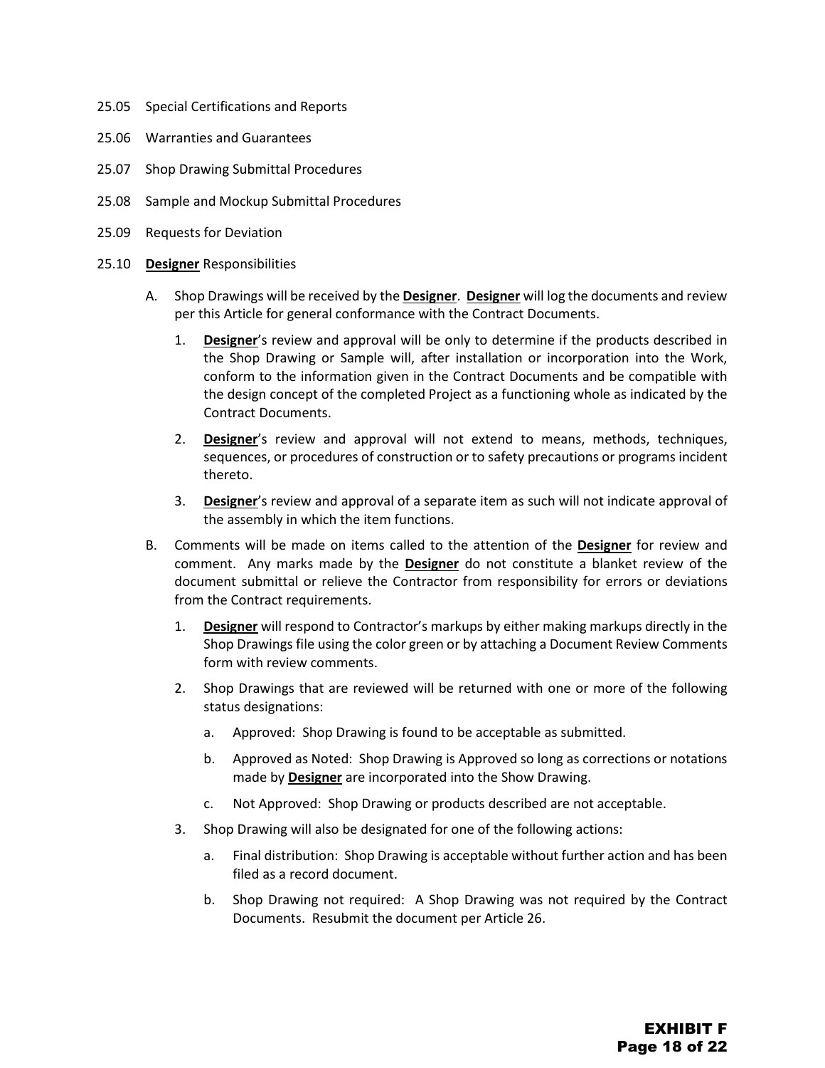25.05 Special Certifications and Reports

25.06 Warranties and Guarantees

25.07 Shop Drawing Submittal Procedures

25.08 Sample and Mockup Submittal Procedures

25.09 Requests for Deviation

25.10 **Designer** Responsibilities

A. Shop Drawings will be received by the **Designer**. **Designer** will log the documents and review per this Article for general conformance with the Contract Documents.

   1. **Designer**'s review and approval will be only to determine if the products described in the Shop Drawing or Sample will, after installation or incorporation into the Work, conform to the information given in the Contract Documents and be compatible with the design concept of the completed Project as a functioning whole as indicated by the Contract Documents.

   2. **Designer**'s review and approval will not extend to means, methods, techniques, sequences, or procedures of construction or to safety precautions or programs incident thereto.

   3. **Designer**'s review and approval of a separate item as such will not indicate approval of the assembly in which the item functions.

B. Comments will be made on items called to the attention of the **Designer** for review and comment. Any marks made by the **Designer** do not constitute a blanket review of the document submittal or relieve the Contractor from responsibility for errors or deviations from the Contract requirements.

   1. **Designer** will respond to Contractor's markups by either making markups directly in the Shop Drawings file using the color green or by attaching a Document Review Comments form with review comments.

   2. Shop Drawings that are reviewed will be returned with one or more of the following status designations:

      a. Approved: Shop Drawing is found to be acceptable as submitted.

      b. Approved as Noted: Shop Drawing is Approved so long as corrections or notations made by **Designer** are incorporated into the Show Drawing.

      c. Not Approved: Shop Drawing or products described are not acceptable.

   3. Shop Drawing will also be designated for one of the following actions:

      a. Final distribution: Shop Drawing is acceptable without further action and has been filed as a record document.

      b. Shop Drawing not required: A Shop Drawing was not required by the Contract Documents. Resubmit the document per Article 26.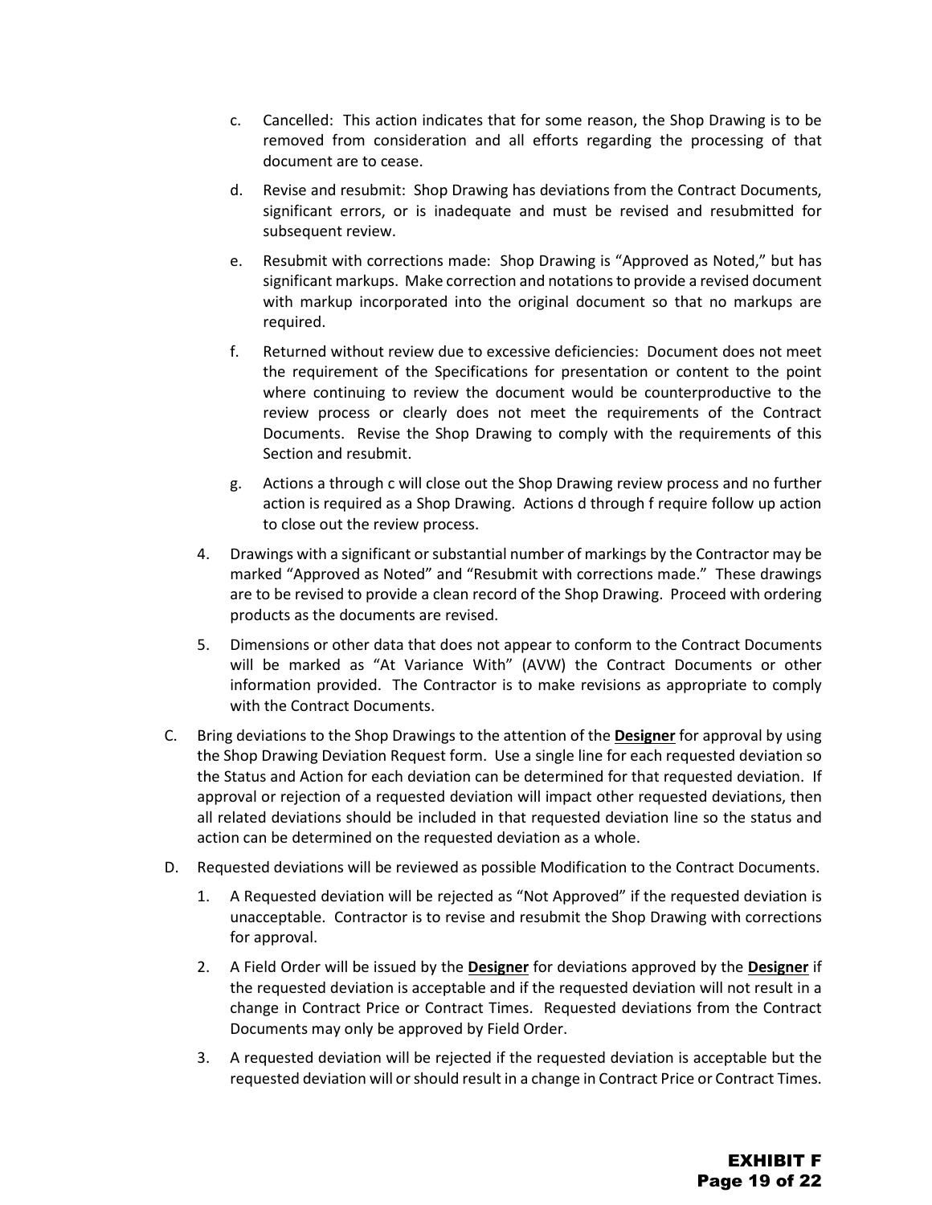c. Cancelled: This action indicates that for some reason, the Shop Drawing is to be removed from consideration and all efforts regarding the processing of that document are to cease.

d. Revise and resubmit: Shop Drawing has deviations from the Contract Documents, significant errors, or is inadequate and must be revised and resubmitted for subsequent review.

e. Resubmit with corrections made: Shop Drawing is "Approved as Noted," but has significant markups. Make correction and notations to provide a revised document with markup incorporated into the original document so that no markups are required.

f. Returned without review due to excessive deficiencies: Document does not meet the requirement of the Specifications for presentation or content to the point where continuing to review the document would be counterproductive to the review process or clearly does not meet the requirements of the Contract Documents. Revise the Shop Drawing to comply with the requirements of this Section and resubmit.

g. Actions a through c will close out the Shop Drawing review process and no further action is required as a Shop Drawing. Actions d through f require follow up action to close out the review process.

4. Drawings with a significant or substantial number of markings by the Contractor may be marked "Approved as Noted" and "Resubmit with corrections made." These drawings are to be revised to provide a clean record of the Shop Drawing. Proceed with ordering products as the documents are revised.

5. Dimensions or other data that does not appear to conform to the Contract Documents will be marked as "At Variance With" (AVW) the Contract Documents or other information provided. The Contractor is to make revisions as appropriate to comply with the Contract Documents.

C. Bring deviations to the Shop Drawings to the attention of the **Designer** for approval by using the Shop Drawing Deviation Request form. Use a single line for each requested deviation so the Status and Action for each deviation can be determined for that requested deviation. If approval or rejection of a requested deviation will impact other requested deviations, then all related deviations should be included in that requested deviation line so the status and action can be determined on the requested deviation as a whole.

D. Requested deviations will be reviewed as possible Modification to the Contract Documents.

1. A Requested deviation will be rejected as "Not Approved" if the requested deviation is unacceptable. Contractor is to revise and resubmit the Shop Drawing with corrections for approval.

2. A Field Order will be issued by the **Designer** for deviations approved by the **Designer** if the requested deviation is acceptable and if the requested deviation will not result in a change in Contract Price or Contract Times. Requested deviations from the Contract Documents may only be approved by Field Order.

3. A requested deviation will be rejected if the requested deviation is acceptable but the requested deviation will or should result in a change in Contract Price or Contract Times.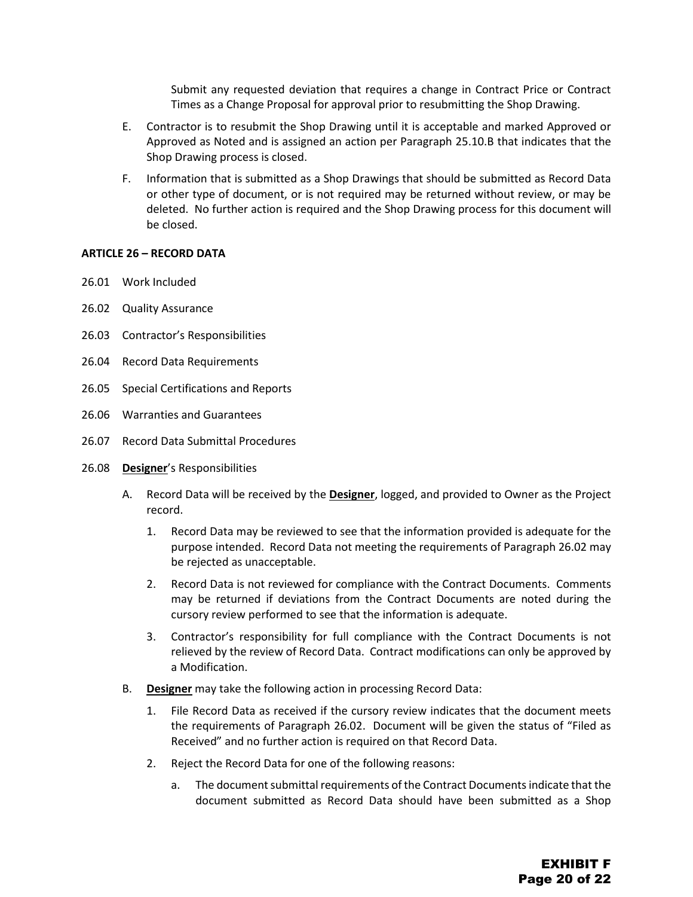Submit any requested deviation that requires a change in Contract Price or Contract Times as a Change Proposal for approval prior to resubmitting the Shop Drawing.

E. Contractor is to resubmit the Shop Drawing until it is acceptable and marked Approved or Approved as Noted and is assigned an action per Paragraph 25.10.B that indicates that the Shop Drawing process is closed.

F. Information that is submitted as a Shop Drawings that should be submitted as Record Data or other type of document, or is not required may be returned without review, or may be deleted. No further action is required and the Shop Drawing process for this document will be closed.

**ARTICLE 26 – RECORD DATA**

26.01 Work Included

26.02 Quality Assurance

26.03 Contractor's Responsibilities

26.04 Record Data Requirements

26.05 Special Certifications and Reports

26.06 Warranties and Guarantees

26.07 Record Data Submittal Procedures

26.08 **Designer**'s Responsibilities

A. Record Data will be received by the **Designer**, logged, and provided to Owner as the Project record.

1. Record Data may be reviewed to see that the information provided is adequate for the purpose intended. Record Data not meeting the requirements of Paragraph 26.02 may be rejected as unacceptable.

2. Record Data is not reviewed for compliance with the Contract Documents. Comments may be returned if deviations from the Contract Documents are noted during the cursory review performed to see that the information is adequate.

3. Contractor's responsibility for full compliance with the Contract Documents is not relieved by the review of Record Data. Contract modifications can only be approved by a Modification.

B. **Designer** may take the following action in processing Record Data:

1. File Record Data as received if the cursory review indicates that the document meets the requirements of Paragraph 26.02. Document will be given the status of "Filed as Received" and no further action is required on that Record Data.

2. Reject the Record Data for one of the following reasons:

a. The document submittal requirements of the Contract Documents indicate that the document submitted as Record Data should have been submitted as a Shop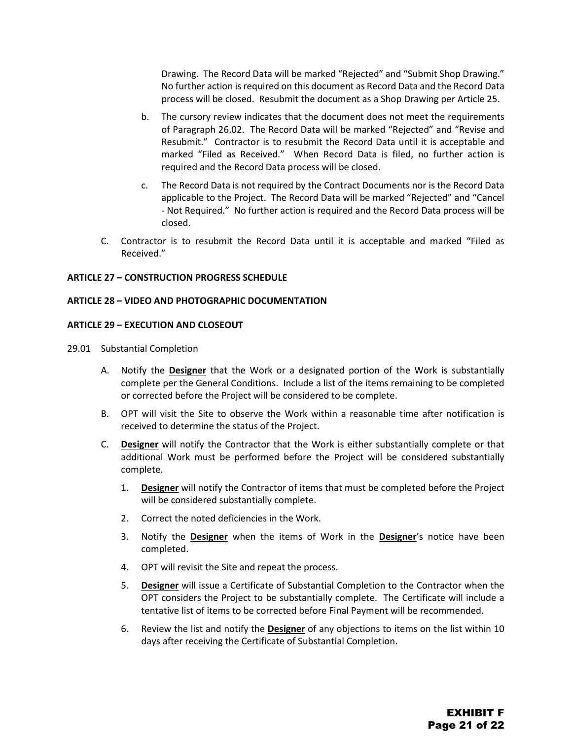Drawing. The Record Data will be marked "Rejected" and "Submit Shop Drawing." No further action is required on this document as Record Data and the Record Data process will be closed. Resubmit the document as a Shop Drawing per Article 25.

b. The cursory review indicates that the document does not meet the requirements of Paragraph 26.02. The Record Data will be marked "Rejected" and "Revise and Resubmit." Contractor is to resubmit the Record Data until it is acceptable and marked "Filed as Received." When Record Data is filed, no further action is required and the Record Data process will be closed.

c. The Record Data is not required by the Contract Documents nor is the Record Data applicable to the Project. The Record Data will be marked "Rejected" and "Cancel - Not Required." No further action is required and the Record Data process will be closed.

C. Contractor is to resubmit the Record Data until it is acceptable and marked "Filed as Received."

**ARTICLE 27 – CONSTRUCTION PROGRESS SCHEDULE**

**ARTICLE 28 – VIDEO AND PHOTOGRAPHIC DOCUMENTATION**

**ARTICLE 29 – EXECUTION AND CLOSEOUT**

29.01 Substantial Completion

A. Notify the **Designer** that the Work or a designated portion of the Work is substantially complete per the General Conditions. Include a list of the items remaining to be completed or corrected before the Project will be considered to be complete.

B. OPT will visit the Site to observe the Work within a reasonable time after notification is received to determine the status of the Project.

C. **Designer** will notify the Contractor that the Work is either substantially complete or that additional Work must be performed before the Project will be considered substantially complete.

1. **Designer** will notify the Contractor of items that must be completed before the Project will be considered substantially complete.
2. Correct the noted deficiencies in the Work.
3. Notify the **Designer** when the items of Work in the **Designer**'s notice have been completed.
4. OPT will revisit the Site and repeat the process.
5. **Designer** will issue a Certificate of Substantial Completion to the Contractor when the OPT considers the Project to be substantially complete. The Certificate will include a tentative list of items to be corrected before Final Payment will be recommended.
6. Review the list and notify the **Designer** of any objections to items on the list within 10 days after receiving the Certificate of Substantial Completion.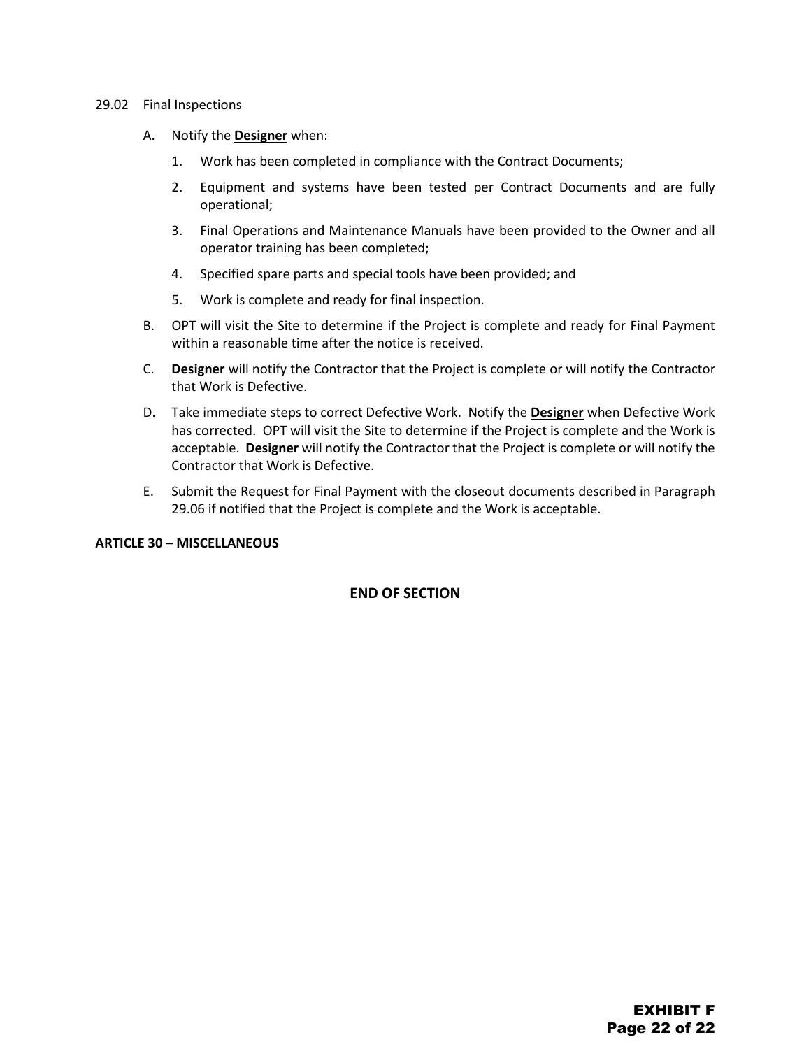29.02 Final Inspections

A. Notify the **<u>Designer</u>** when:

   1. Work has been completed in compliance with the Contract Documents;

   2. Equipment and systems have been tested per Contract Documents and are fully operational;

   3. Final Operations and Maintenance Manuals have been provided to the Owner and all operator training has been completed;

   4. Specified spare parts and special tools have been provided; and

   5. Work is complete and ready for final inspection.

B. OPT will visit the Site to determine if the Project is complete and ready for Final Payment within a reasonable time after the notice is received.

C. **<u>Designer</u>** will notify the Contractor that the Project is complete or will notify the Contractor that Work is Defective.

D. Take immediate steps to correct Defective Work. Notify the **<u>Designer</u>** when Defective Work has corrected. OPT will visit the Site to determine if the Project is complete and the Work is acceptable. **<u>Designer</u>** will notify the Contractor that the Project is complete or will notify the Contractor that Work is Defective.

E. Submit the Request for Final Payment with the closeout documents described in Paragraph 29.06 if notified that the Project is complete and the Work is acceptable.

**ARTICLE 30 – MISCELLANEOUS**

**END OF SECTION**

**EXHIBIT F**